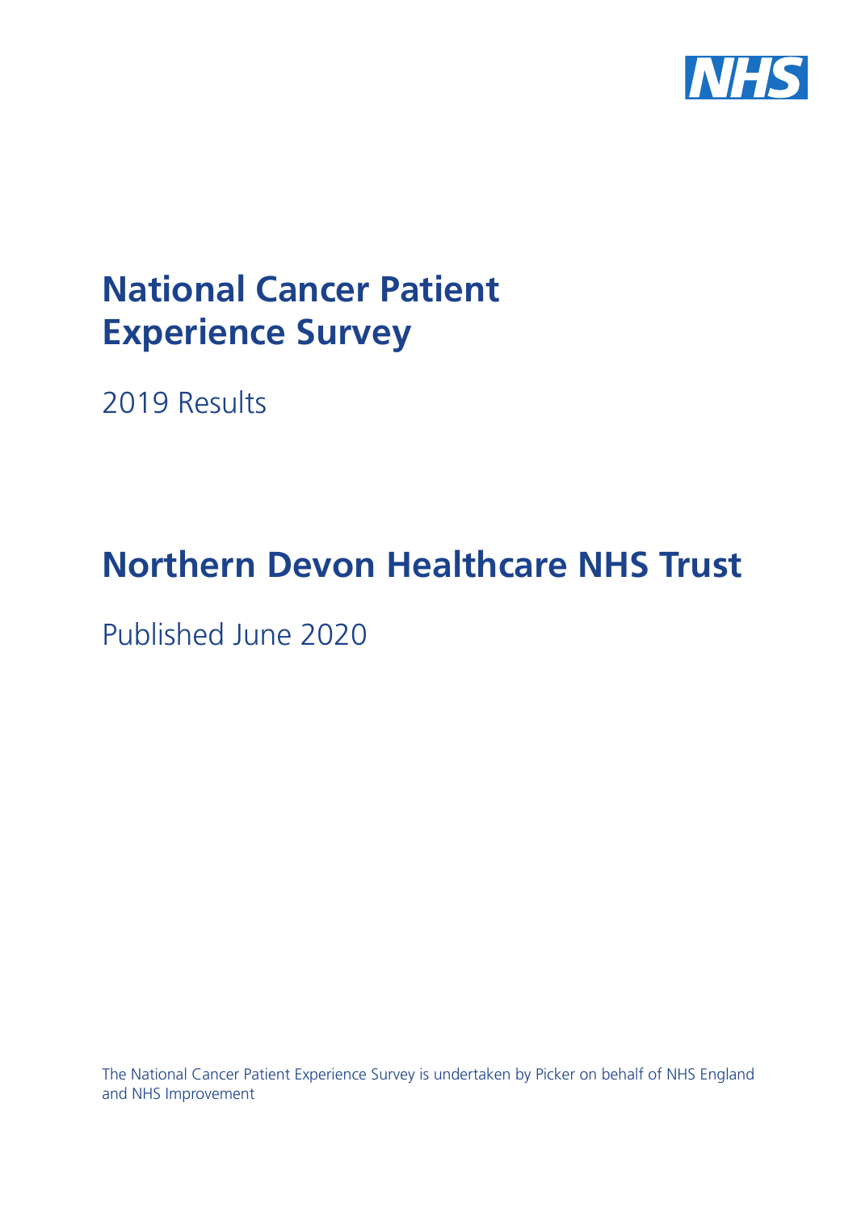# National Cancer Patient Experience Survey

2019 Results

# Northern Devon Healthcare NHS Trust

Published June 2020

The National Cancer Patient Experience Survey is undertaken by Picker on behalf of NHS England and NHS Improvement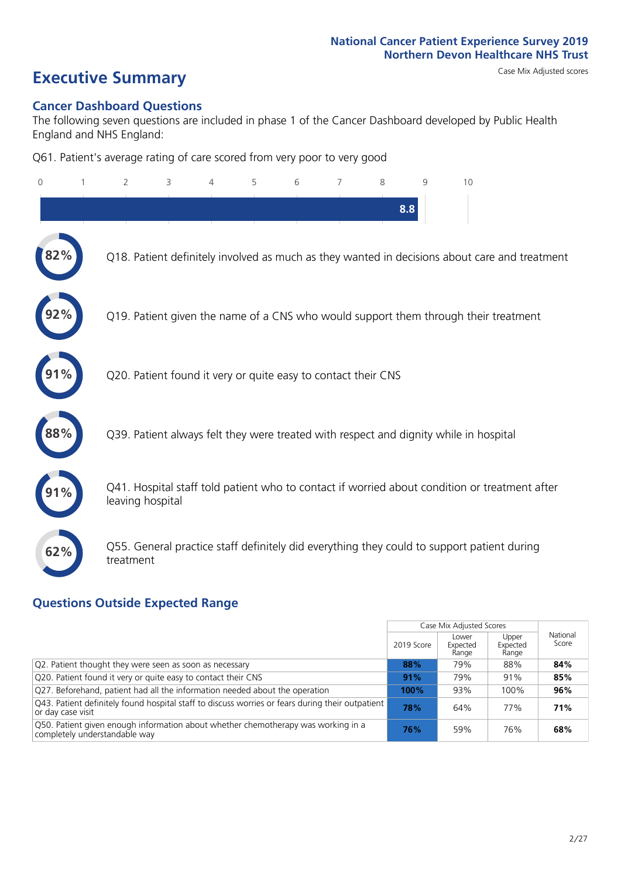National Cancer Patient Experience Survey 2019
Northern Devon Healthcare NHS Trust

# Executive Summary

Case Mix Adjusted scores

## Cancer Dashboard Questions

The following seven questions are included in phase 1 of the Cancer Dashboard developed by Public Health England and NHS England:

Q61. Patient's average rating of care scored from very poor to very good

8.8

- 82% — Q18. Patient definitely involved as much as they wanted in decisions about care and treatment
- 92% — Q19. Patient given the name of a CNS who would support them through their treatment
- 91% — Q20. Patient found it very or quite easy to contact their CNS
- 88% — Q39. Patient always felt they were treated with respect and dignity while in hospital
- 91% — Q41. Hospital staff told patient who to contact if worried about condition or treatment after leaving hospital
- 62% — Q55. General practice staff definitely did everything they could to support patient during treatment

## Questions Outside Expected Range

| | Case Mix Adjusted Scores | | | National Score |
|---|---|---|---|---|
| | 2019 Score | Lower Expected Range | Upper Expected Range | |
| Q2. Patient thought they were seen as soon as necessary | **88%** | 79% | 88% | **84%** |
| Q20. Patient found it very or quite easy to contact their CNS | **91%** | 79% | 91% | **85%** |
| Q27. Beforehand, patient had all the information needed about the operation | **100%** | 93% | 100% | **96%** |
| Q43. Patient definitely found hospital staff to discuss worries or fears during their outpatient or day case visit | **78%** | 64% | 77% | **71%** |
| Q50. Patient given enough information about whether chemotherapy was working in a completely understandable way | **76%** | 59% | 76% | **68%** |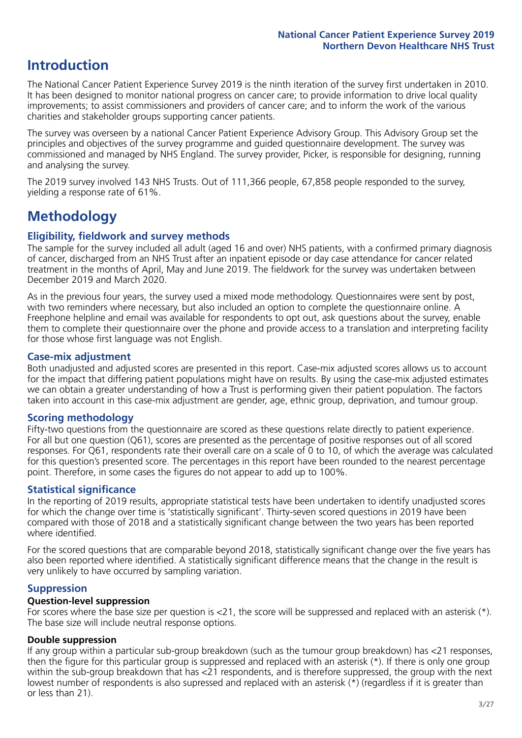# Introduction

The National Cancer Patient Experience Survey 2019 is the ninth iteration of the survey first undertaken in 2010. It has been designed to monitor national progress on cancer care; to provide information to drive local quality improvements; to assist commissioners and providers of cancer care; and to inform the work of the various charities and stakeholder groups supporting cancer patients.

The survey was overseen by a national Cancer Patient Experience Advisory Group. This Advisory Group set the principles and objectives of the survey programme and guided questionnaire development. The survey was commissioned and managed by NHS England. The survey provider, Picker, is responsible for designing, running and analysing the survey.

The 2019 survey involved 143 NHS Trusts. Out of 111,366 people, 67,858 people responded to the survey, yielding a response rate of 61%.

# Methodology

## Eligibility, fieldwork and survey methods

The sample for the survey included all adult (aged 16 and over) NHS patients, with a confirmed primary diagnosis of cancer, discharged from an NHS Trust after an inpatient episode or day case attendance for cancer related treatment in the months of April, May and June 2019. The fieldwork for the survey was undertaken between December 2019 and March 2020.

As in the previous four years, the survey used a mixed mode methodology. Questionnaires were sent by post, with two reminders where necessary, but also included an option to complete the questionnaire online. A Freephone helpline and email was available for respondents to opt out, ask questions about the survey, enable them to complete their questionnaire over the phone and provide access to a translation and interpreting facility for those whose first language was not English.

## Case-mix adjustment

Both unadjusted and adjusted scores are presented in this report. Case-mix adjusted scores allows us to account for the impact that differing patient populations might have on results. By using the case-mix adjusted estimates we can obtain a greater understanding of how a Trust is performing given their patient population. The factors taken into account in this case-mix adjustment are gender, age, ethnic group, deprivation, and tumour group.

## Scoring methodology

Fifty-two questions from the questionnaire are scored as these questions relate directly to patient experience. For all but one question (Q61), scores are presented as the percentage of positive responses out of all scored responses. For Q61, respondents rate their overall care on a scale of 0 to 10, of which the average was calculated for this question's presented score. The percentages in this report have been rounded to the nearest percentage point. Therefore, in some cases the figures do not appear to add up to 100%.

## Statistical significance

In the reporting of 2019 results, appropriate statistical tests have been undertaken to identify unadjusted scores for which the change over time is 'statistically significant'. Thirty-seven scored questions in 2019 have been compared with those of 2018 and a statistically significant change between the two years has been reported where identified.

For the scored questions that are comparable beyond 2018, statistically significant change over the five years has also been reported where identified. A statistically significant difference means that the change in the result is very unlikely to have occurred by sampling variation.

## Suppression

### Question-level suppression

For scores where the base size per question is <21, the score will be suppressed and replaced with an asterisk (*). The base size will include neutral response options.

### Double suppression

If any group within a particular sub-group breakdown (such as the tumour group breakdown) has <21 responses, then the figure for this particular group is suppressed and replaced with an asterisk (*). If there is only one group within the sub-group breakdown that has <21 respondents, and is therefore suppressed, the group with the next lowest number of respondents is also supressed and replaced with an asterisk (*) (regardless if it is greater than or less than 21).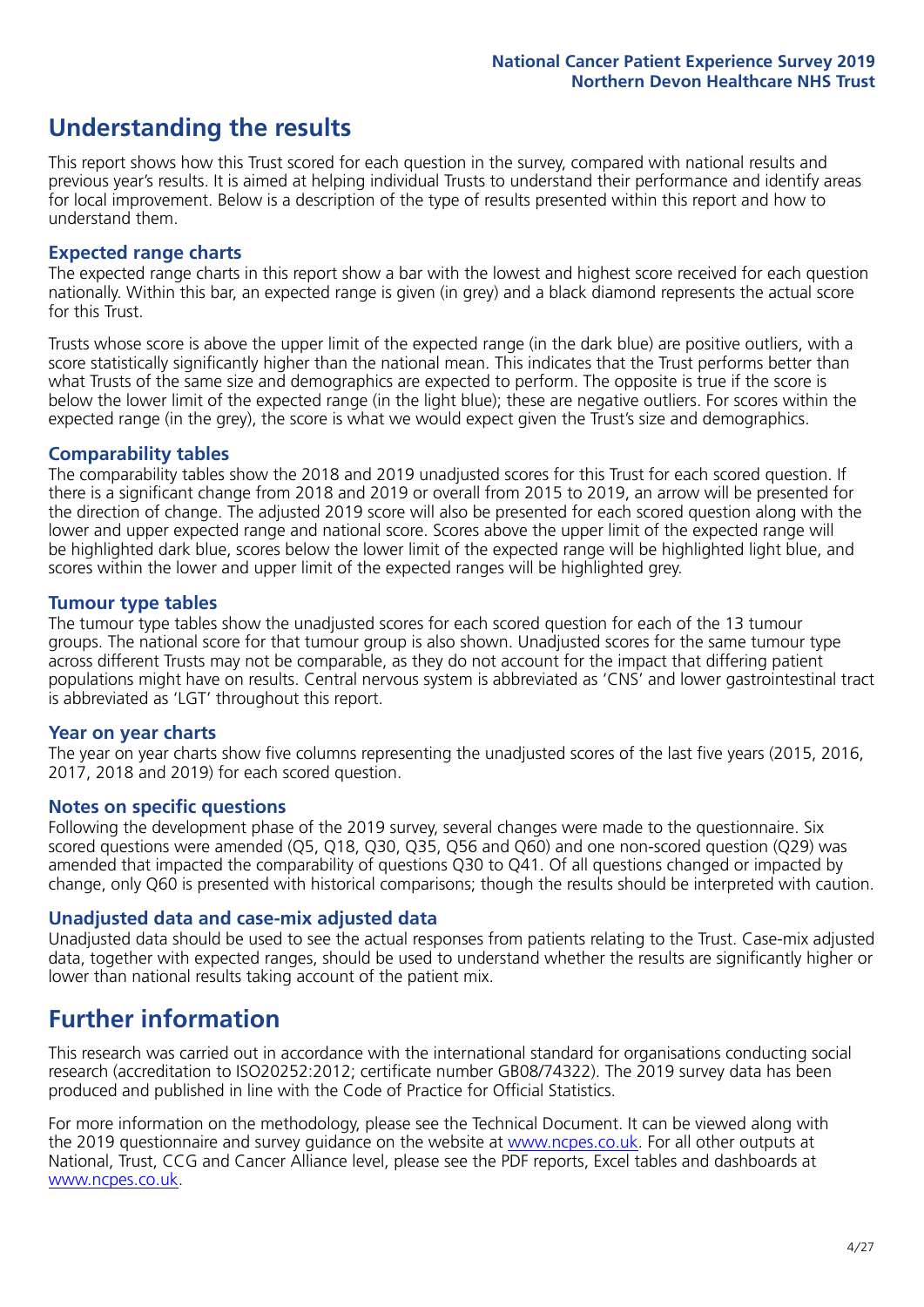## Understanding the results

This report shows how this Trust scored for each question in the survey, compared with national results and previous year's results. It is aimed at helping individual Trusts to understand their performance and identify areas for local improvement. Below is a description of the type of results presented within this report and how to understand them.

### Expected range charts

The expected range charts in this report show a bar with the lowest and highest score received for each question nationally. Within this bar, an expected range is given (in grey) and a black diamond represents the actual score for this Trust.

Trusts whose score is above the upper limit of the expected range (in the dark blue) are positive outliers, with a score statistically significantly higher than the national mean. This indicates that the Trust performs better than what Trusts of the same size and demographics are expected to perform. The opposite is true if the score is below the lower limit of the expected range (in the light blue); these are negative outliers. For scores within the expected range (in the grey), the score is what we would expect given the Trust's size and demographics.

### Comparability tables

The comparability tables show the 2018 and 2019 unadjusted scores for this Trust for each scored question. If there is a significant change from 2018 and 2019 or overall from 2015 to 2019, an arrow will be presented for the direction of change. The adjusted 2019 score will also be presented for each scored question along with the lower and upper expected range and national score. Scores above the upper limit of the expected range will be highlighted dark blue, scores below the lower limit of the expected range will be highlighted light blue, and scores within the lower and upper limit of the expected ranges will be highlighted grey.

### Tumour type tables

The tumour type tables show the unadjusted scores for each scored question for each of the 13 tumour groups. The national score for that tumour group is also shown. Unadjusted scores for the same tumour type across different Trusts may not be comparable, as they do not account for the impact that differing patient populations might have on results. Central nervous system is abbreviated as 'CNS' and lower gastrointestinal tract is abbreviated as 'LGT' throughout this report.

### Year on year charts

The year on year charts show five columns representing the unadjusted scores of the last five years (2015, 2016, 2017, 2018 and 2019) for each scored question.

### Notes on specific questions

Following the development phase of the 2019 survey, several changes were made to the questionnaire. Six scored questions were amended (Q5, Q18, Q30, Q35, Q56 and Q60) and one non-scored question (Q29) was amended that impacted the comparability of questions Q30 to Q41. Of all questions changed or impacted by change, only Q60 is presented with historical comparisons; though the results should be interpreted with caution.

### Unadjusted data and case-mix adjusted data

Unadjusted data should be used to see the actual responses from patients relating to the Trust. Case-mix adjusted data, together with expected ranges, should be used to understand whether the results are significantly higher or lower than national results taking account of the patient mix.

## Further information

This research was carried out in accordance with the international standard for organisations conducting social research (accreditation to ISO20252:2012; certificate number GB08/74322). The 2019 survey data has been produced and published in line with the Code of Practice for Official Statistics.

For more information on the methodology, please see the Technical Document. It can be viewed along with the 2019 questionnaire and survey guidance on the website at www.ncpes.co.uk. For all other outputs at National, Trust, CCG and Cancer Alliance level, please see the PDF reports, Excel tables and dashboards at www.ncpes.co.uk.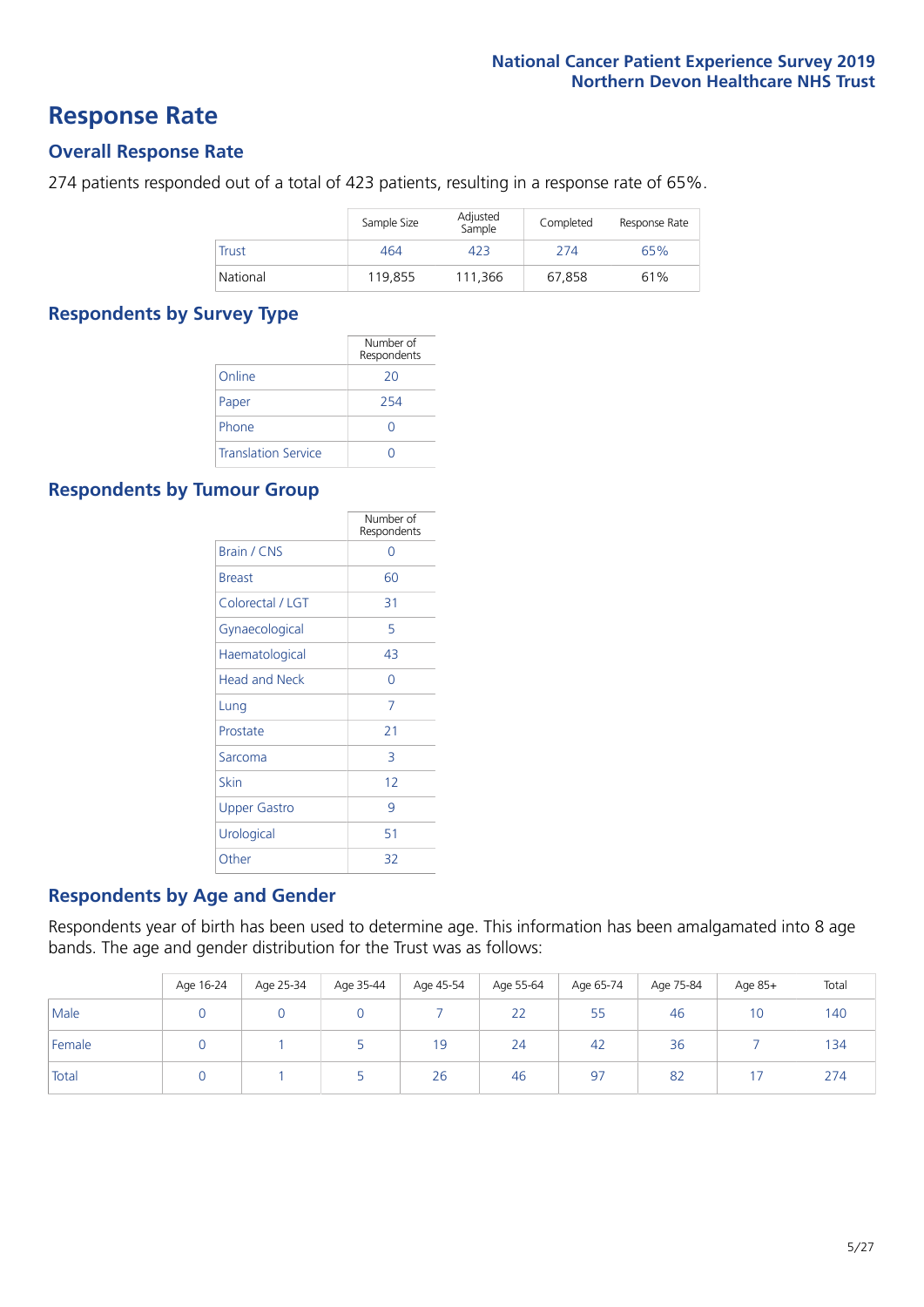# Response Rate

## Overall Response Rate

274 patients responded out of a total of 423 patients, resulting in a response rate of 65%.

| | Sample Size | Adjusted Sample | Completed | Response Rate |
|---|---|---|---|---|
| Trust | 464 | 423 | 274 | 65% |
| National | 119,855 | 111,366 | 67,858 | 61% |

## Respondents by Survey Type

| | Number of Respondents |
|---|---|
| Online | 20 |
| Paper | 254 |
| Phone | 0 |
| Translation Service | 0 |

## Respondents by Tumour Group

| | Number of Respondents |
|---|---|
| Brain / CNS | 0 |
| Breast | 60 |
| Colorectal / LGT | 31 |
| Gynaecological | 5 |
| Haematological | 43 |
| Head and Neck | 0 |
| Lung | 7 |
| Prostate | 21 |
| Sarcoma | 3 |
| Skin | 12 |
| Upper Gastro | 9 |
| Urological | 51 |
| Other | 32 |

## Respondents by Age and Gender

Respondents year of birth has been used to determine age. This information has been amalgamated into 8 age bands. The age and gender distribution for the Trust was as follows:

| | Age 16-24 | Age 25-34 | Age 35-44 | Age 45-54 | Age 55-64 | Age 65-74 | Age 75-84 | Age 85+ | Total |
|---|---|---|---|---|---|---|---|---|---|
| Male | 0 | 0 | 0 | 7 | 22 | 55 | 46 | 10 | 140 |
| Female | 0 | 1 | 5 | 19 | 24 | 42 | 36 | 7 | 134 |
| Total | 0 | 1 | 5 | 26 | 46 | 97 | 82 | 17 | 274 |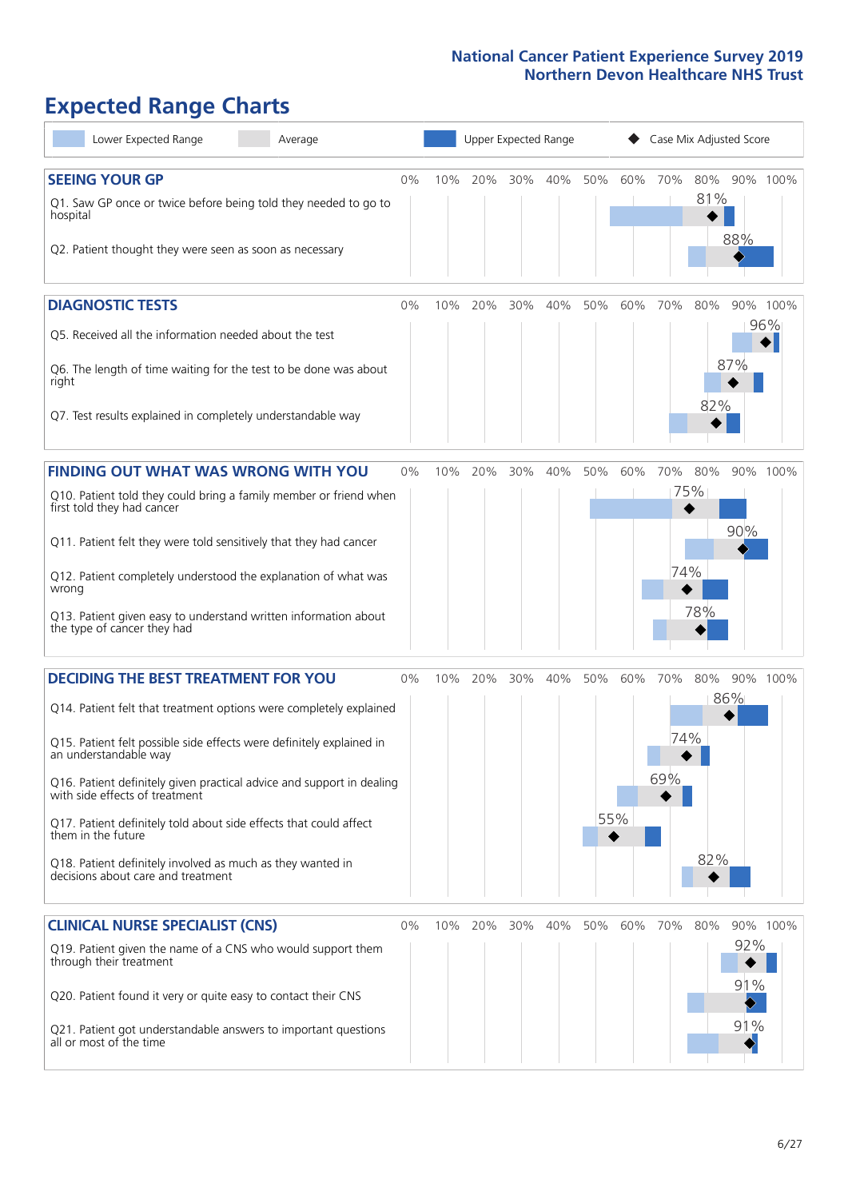National Cancer Patient Experience Survey 2019
Northern Devon Healthcare NHS Trust

# Expected Range Charts

Lower Expected Range | Average | Upper Expected Range | Case Mix Adjusted Score

## SEEING YOUR GP

| Question | Case Mix Adjusted Score |
|---|---|
| Q1. Saw GP once or twice before being told they needed to go to hospital | 81% |
| Q2. Patient thought they were seen as soon as necessary | 88% |

## DIAGNOSTIC TESTS

| Question | Case Mix Adjusted Score |
|---|---|
| Q5. Received all the information needed about the test | 96% |
| Q6. The length of time waiting for the test to be done was about right | 87% |
| Q7. Test results explained in completely understandable way | 82% |

## FINDING OUT WHAT WAS WRONG WITH YOU

| Question | Case Mix Adjusted Score |
|---|---|
| Q10. Patient told they could bring a family member or friend when first told they had cancer | 75% |
| Q11. Patient felt they were told sensitively that they had cancer | 90% |
| Q12. Patient completely understood the explanation of what was wrong | 74% |
| Q13. Patient given easy to understand written information about the type of cancer they had | 78% |

## DECIDING THE BEST TREATMENT FOR YOU

| Question | Case Mix Adjusted Score |
|---|---|
| Q14. Patient felt that treatment options were completely explained | 86% |
| Q15. Patient felt possible side effects were definitely explained in an understandable way | 74% |
| Q16. Patient definitely given practical advice and support in dealing with side effects of treatment | 69% |
| Q17. Patient definitely told about side effects that could affect them in the future | 55% |
| Q18. Patient definitely involved as much as they wanted in decisions about care and treatment | 82% |

## CLINICAL NURSE SPECIALIST (CNS)

| Question | Case Mix Adjusted Score |
|---|---|
| Q19. Patient given the name of a CNS who would support them through their treatment | 92% |
| Q20. Patient found it very or quite easy to contact their CNS | 91% |
| Q21. Patient got understandable answers to important questions all or most of the time | 91% |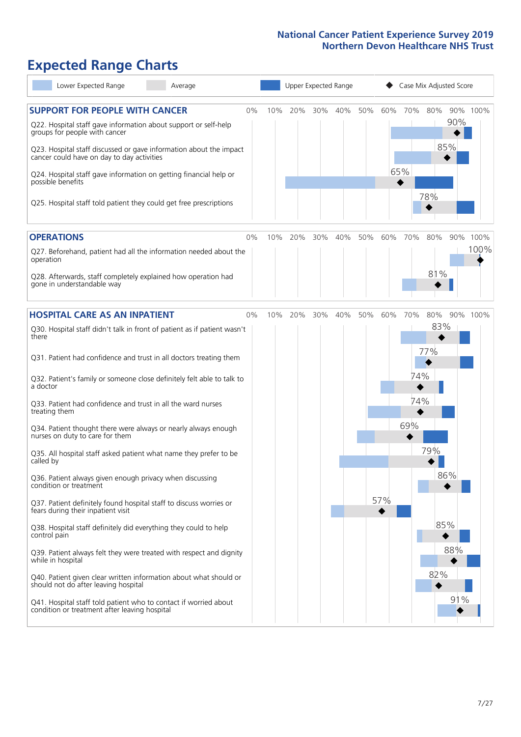National Cancer Patient Experience Survey 2019
Northern Devon Healthcare NHS Trust

# Expected Range Charts

Lower Expected Range | Average | Upper Expected Range | ◆ Case Mix Adjusted Score

## SUPPORT FOR PEOPLE WITH CANCER

| Question | Case Mix Adjusted Score |
| --- | --- |
| Q22. Hospital staff gave information about support or self-help groups for people with cancer | 90% |
| Q23. Hospital staff discussed or gave information about the impact cancer could have on day to day activities | 85% |
| Q24. Hospital staff gave information on getting financial help or possible benefits | 65% |
| Q25. Hospital staff told patient they could get free prescriptions | 78% |

## OPERATIONS

| Question | Case Mix Adjusted Score |
| --- | --- |
| Q27. Beforehand, patient had all the information needed about the operation | 100% |
| Q28. Afterwards, staff completely explained how operation had gone in understandable way | 81% |

## HOSPITAL CARE AS AN INPATIENT

| Question | Case Mix Adjusted Score |
| --- | --- |
| Q30. Hospital staff didn't talk in front of patient as if patient wasn't there | 83% |
| Q31. Patient had confidence and trust in all doctors treating them | 77% |
| Q32. Patient's family or someone close definitely felt able to talk to a doctor | 74% |
| Q33. Patient had confidence and trust in all the ward nurses treating them | 74% |
| Q34. Patient thought there were always or nearly always enough nurses on duty to care for them | 69% |
| Q35. All hospital staff asked patient what name they prefer to be called by | 79% |
| Q36. Patient always given enough privacy when discussing condition or treatment | 86% |
| Q37. Patient definitely found hospital staff to discuss worries or fears during their inpatient visit | 57% |
| Q38. Hospital staff definitely did everything they could to help control pain | 85% |
| Q39. Patient always felt they were treated with respect and dignity while in hospital | 88% |
| Q40. Patient given clear written information about what should or should not do after leaving hospital | 82% |
| Q41. Hospital staff told patient who to contact if worried about condition or treatment after leaving hospital | 91% |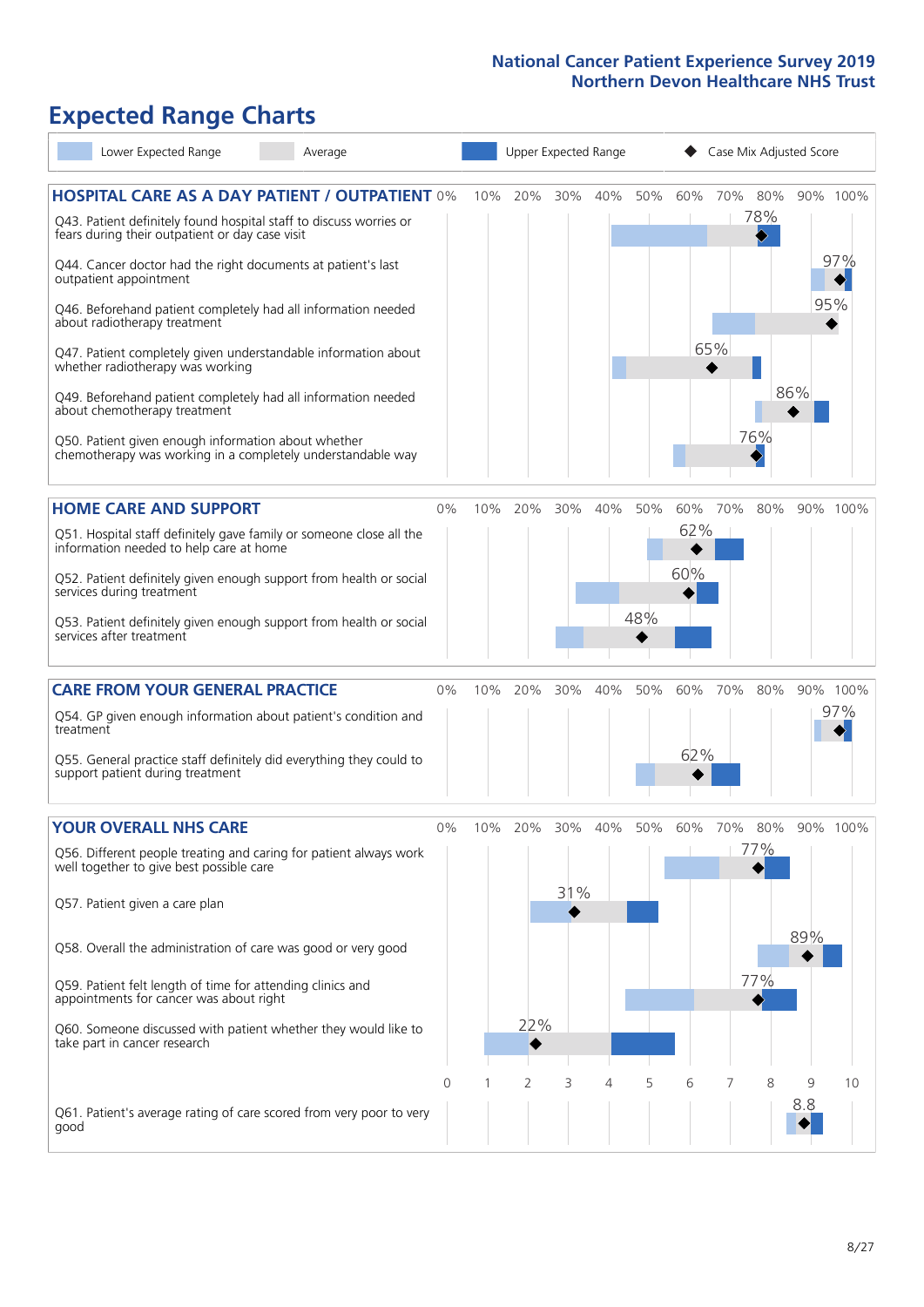# National Cancer Patient Experience Survey 2019
## Northern Devon Healthcare NHS Trust

# Expected Range Charts

Lower Expected Range | Average | Upper Expected Range | ◆ Case Mix Adjusted Score

### HOSPITAL CARE AS A DAY PATIENT / OUTPATIENT

| Question | Case Mix Adjusted Score |
|---|---|
| Q43. Patient definitely found hospital staff to discuss worries or fears during their outpatient or day case visit | 78% |
| Q44. Cancer doctor had the right documents at patient's last outpatient appointment | 97% |
| Q46. Beforehand patient completely had all information needed about radiotherapy treatment | 95% |
| Q47. Patient completely given understandable information about whether radiotherapy was working | 65% |
| Q49. Beforehand patient completely had all information needed about chemotherapy treatment | 86% |
| Q50. Patient given enough information about whether chemotherapy was working in a completely understandable way | 76% |

### HOME CARE AND SUPPORT

| Question | Case Mix Adjusted Score |
|---|---|
| Q51. Hospital staff definitely gave family or someone close all the information needed to help care at home | 62% |
| Q52. Patient definitely given enough support from health or social services during treatment | 60% |
| Q53. Patient definitely given enough support from health or social services after treatment | 48% |

### CARE FROM YOUR GENERAL PRACTICE

| Question | Case Mix Adjusted Score |
|---|---|
| Q54. GP given enough information about patient's condition and treatment | 97% |
| Q55. General practice staff definitely did everything they could to support patient during treatment | 62% |

### YOUR OVERALL NHS CARE

| Question | Case Mix Adjusted Score |
|---|---|
| Q56. Different people treating and caring for patient always work well together to give best possible care | 77% |
| Q57. Patient given a care plan | 31% |
| Q58. Overall the administration of care was good or very good | 89% |
| Q59. Patient felt length of time for attending clinics and appointments for cancer was about right | 77% |
| Q60. Someone discussed with patient whether they would like to take part in cancer research | 22% |
| Q61. Patient's average rating of care scored from very poor to very good | 8.8 |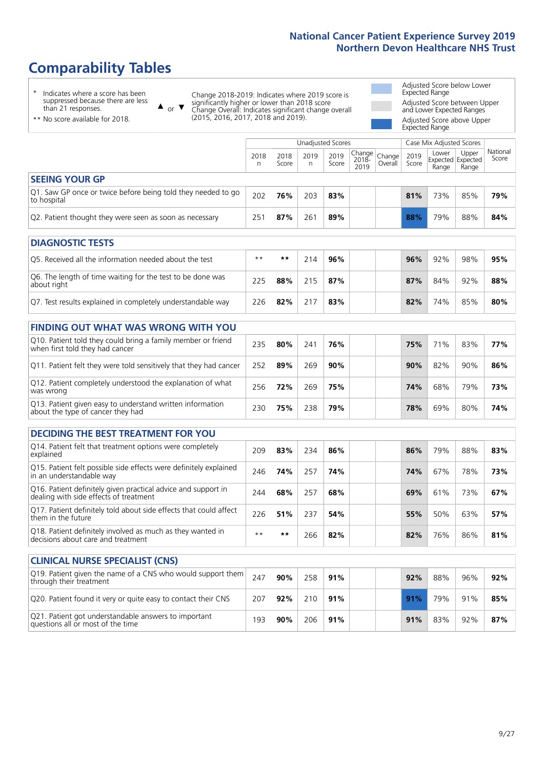# Comparability Tables

\* Indicates where a score has been suppressed because there are less than 21 responses.

\*\* No score available for 2018.

▲ or ▼ Change 2018-2019: Indicates where 2019 score is significantly higher or lower than 2018 score. Change Overall: Indicates significant change overall (2015, 2016, 2017, 2018 and 2019).

Adjusted Score below Lower Expected Range

Adjusted Score between Upper and Lower Expected Ranges

Adjusted Score above Upper Expected Range

| | Unadjusted Scores | | | | | | Case Mix Adjusted Scores | | | |
|---|---|---|---|---|---|---|---|---|---|---|
| | 2018 n | 2018 Score | 2019 n | 2019 Score | Change 2018-2019 | Change Overall | 2019 Score | Lower Expected Range | Upper Expected Range | National Score |
| **SEEING YOUR GP** | | | | | | | | | | |
| Q1. Saw GP once or twice before being told they needed to go to hospital | 202 | **76%** | 203 | **83%** | | | **81%** | 73% | 85% | **79%** |
| Q2. Patient thought they were seen as soon as necessary | 251 | **87%** | 261 | **89%** | | | **88%** | 79% | 88% | **84%** |
| **DIAGNOSTIC TESTS** | | | | | | | | | | |
| Q5. Received all the information needed about the test | \*\* | **\*\*** | 214 | **96%** | | | **96%** | 92% | 98% | **95%** |
| Q6. The length of time waiting for the test to be done was about right | 225 | **88%** | 215 | **87%** | | | **87%** | 84% | 92% | **88%** |
| Q7. Test results explained in completely understandable way | 226 | **82%** | 217 | **83%** | | | **82%** | 74% | 85% | **80%** |
| **FINDING OUT WHAT WAS WRONG WITH YOU** | | | | | | | | | | |
| Q10. Patient told they could bring a family member or friend when first told they had cancer | 235 | **80%** | 241 | **76%** | | | **75%** | 71% | 83% | **77%** |
| Q11. Patient felt they were told sensitively that they had cancer | 252 | **89%** | 269 | **90%** | | | **90%** | 82% | 90% | **86%** |
| Q12. Patient completely understood the explanation of what was wrong | 256 | **72%** | 269 | **75%** | | | **74%** | 68% | 79% | **73%** |
| Q13. Patient given easy to understand written information about the type of cancer they had | 230 | **75%** | 238 | **79%** | | | **78%** | 69% | 80% | **74%** |
| **DECIDING THE BEST TREATMENT FOR YOU** | | | | | | | | | | |
| Q14. Patient felt that treatment options were completely explained | 209 | **83%** | 234 | **86%** | | | **86%** | 79% | 88% | **83%** |
| Q15. Patient felt possible side effects were definitely explained in an understandable way | 246 | **74%** | 257 | **74%** | | | **74%** | 67% | 78% | **73%** |
| Q16. Patient definitely given practical advice and support in dealing with side effects of treatment | 244 | **68%** | 257 | **68%** | | | **69%** | 61% | 73% | **67%** |
| Q17. Patient definitely told about side effects that could affect them in the future | 226 | **51%** | 237 | **54%** | | | **55%** | 50% | 63% | **57%** |
| Q18. Patient definitely involved as much as they wanted in decisions about care and treatment | \*\* | **\*\*** | 266 | **82%** | | | **82%** | 76% | 86% | **81%** |
| **CLINICAL NURSE SPECIALIST (CNS)** | | | | | | | | | | |
| Q19. Patient given the name of a CNS who would support them through their treatment | 247 | **90%** | 258 | **91%** | | | **92%** | 88% | 96% | **92%** |
| Q20. Patient found it very or quite easy to contact their CNS | 207 | **92%** | 210 | **91%** | | | **91%** | 79% | 91% | **85%** |
| Q21. Patient got understandable answers to important questions all or most of the time | 193 | **90%** | 206 | **91%** | | | **91%** | 83% | 92% | **87%** |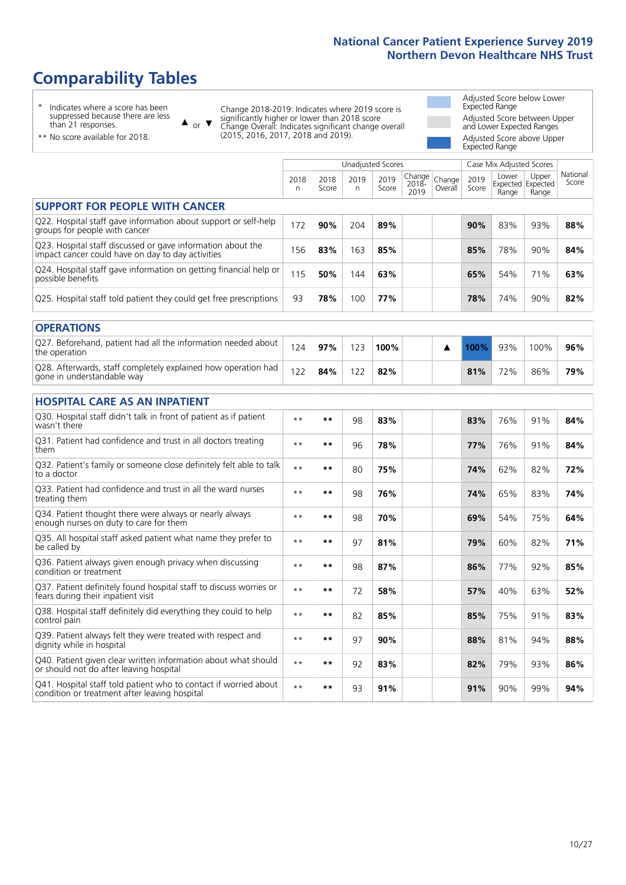# Comparability Tables

\* Indicates where a score has been suppressed because there are less than 21 responses.

** No score available for 2018.

▲ or ▼ Change 2018-2019: Indicates where 2019 score is significantly higher or lower than 2018 score. Change Overall: Indicates significant change overall (2015, 2016, 2017, 2018 and 2019).

Adjusted Score below Lower Expected Range

Adjusted Score between Upper and Lower Expected Ranges

Adjusted Score above Upper Expected Range

| | Unadjusted Scores | | | | | | Case Mix Adjusted Scores | | | |
|---|---|---|---|---|---|---|---|---|---|---|
| | 2018 n | 2018 Score | 2019 n | 2019 Score | Change 2018-2019 | Change Overall | 2019 Score | Lower Expected Range | Upper Expected Range | National Score |
| **SUPPORT FOR PEOPLE WITH CANCER** | | | | | | | | | | |
| Q22. Hospital staff gave information about support or self-help groups for people with cancer | 172 | **90%** | 204 | **89%** | | | **90%** | 83% | 93% | **88%** |
| Q23. Hospital staff discussed or gave information about the impact cancer could have on day to day activities | 156 | **83%** | 163 | **85%** | | | **85%** | 78% | 90% | **84%** |
| Q24. Hospital staff gave information on getting financial help or possible benefits | 115 | **50%** | 144 | **63%** | | | **65%** | 54% | 71% | **63%** |
| Q25. Hospital staff told patient they could get free prescriptions | 93 | **78%** | 100 | **77%** | | | **78%** | 74% | 90% | **82%** |
| **OPERATIONS** | | | | | | | | | | |
| Q27. Beforehand, patient had all the information needed about the operation | 124 | **97%** | 123 | **100%** | | ▲ | **100%** | 93% | 100% | **96%** |
| Q28. Afterwards, staff completely explained how operation had gone in understandable way | 122 | **84%** | 122 | **82%** | | | **81%** | 72% | 86% | **79%** |
| **HOSPITAL CARE AS AN INPATIENT** | | | | | | | | | | |
| Q30. Hospital staff didn't talk in front of patient as if patient wasn't there | ** | ** | 98 | **83%** | | | **83%** | 76% | 91% | **84%** |
| Q31. Patient had confidence and trust in all doctors treating them | ** | ** | 96 | **78%** | | | **77%** | 76% | 91% | **84%** |
| Q32. Patient's family or someone close definitely felt able to talk to a doctor | ** | ** | 80 | **75%** | | | **74%** | 62% | 82% | **72%** |
| Q33. Patient had confidence and trust in all the ward nurses treating them | ** | ** | 98 | **76%** | | | **74%** | 65% | 83% | **74%** |
| Q34. Patient thought there were always or nearly always enough nurses on duty to care for them | ** | ** | 98 | **70%** | | | **69%** | 54% | 75% | **64%** |
| Q35. All hospital staff asked patient what name they prefer to be called by | ** | ** | 97 | **81%** | | | **79%** | 60% | 82% | **71%** |
| Q36. Patient always given enough privacy when discussing condition or treatment | ** | ** | 98 | **87%** | | | **86%** | 77% | 92% | **85%** |
| Q37. Patient definitely found hospital staff to discuss worries or fears during their inpatient visit | ** | ** | 72 | **58%** | | | **57%** | 40% | 63% | **52%** |
| Q38. Hospital staff definitely did everything they could to help control pain | ** | ** | 82 | **85%** | | | **85%** | 75% | 91% | **83%** |
| Q39. Patient always felt they were treated with respect and dignity while in hospital | ** | ** | 97 | **90%** | | | **88%** | 81% | 94% | **88%** |
| Q40. Patient given clear written information about what should or should not do after leaving hospital | ** | ** | 92 | **83%** | | | **82%** | 79% | 93% | **86%** |
| Q41. Hospital staff told patient who to contact if worried about condition or treatment after leaving hospital | ** | ** | 93 | **91%** | | | **91%** | 90% | 99% | **94%** |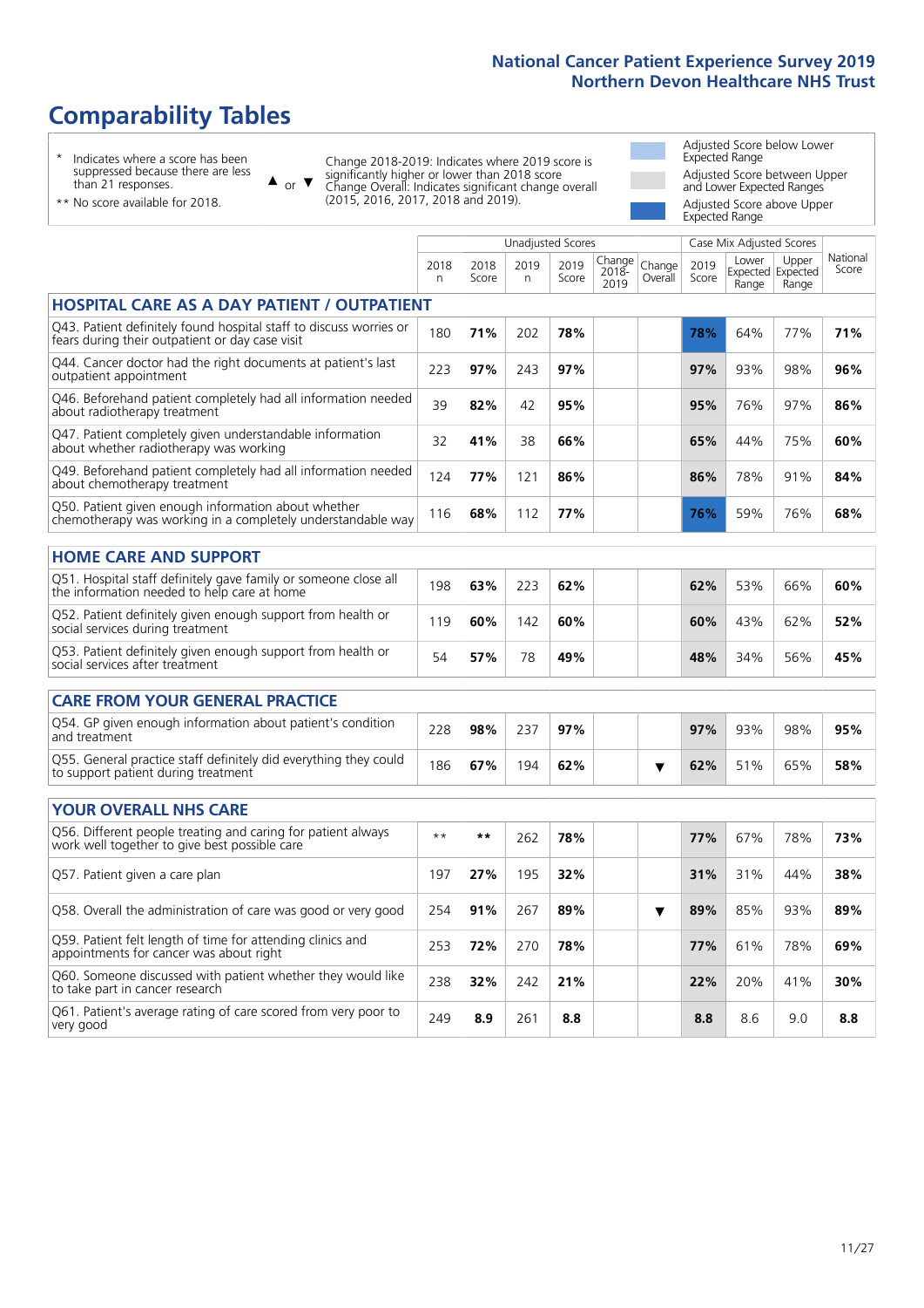# Comparability Tables

\* Indicates where a score has been suppressed because there are less than 21 responses.

\*\* No score available for 2018.

▲ or ▼ Change 2018-2019: Indicates where 2019 score is significantly higher or lower than 2018 score. Change Overall: Indicates significant change overall (2015, 2016, 2017, 2018 and 2019).

Adjusted Score below Lower Expected Range

Adjusted Score between Upper and Lower Expected Ranges

Adjusted Score above Upper Expected Range

| | Unadjusted Scores | | | | | | Case Mix Adjusted Scores | | | |
|---|---|---|---|---|---|---|---|---|---|---|
| | 2018 n | 2018 Score | 2019 n | 2019 Score | Change 2018-2019 | Change Overall | 2019 Score | Lower Expected Range | Upper Expected Range | National Score |
| **HOSPITAL CARE AS A DAY PATIENT / OUTPATIENT** | | | | | | | | | | |
| Q43. Patient definitely found hospital staff to discuss worries or fears during their outpatient or day case visit | 180 | **71%** | 202 | **78%** | | | **78%** | 64% | 77% | **71%** |
| Q44. Cancer doctor had the right documents at patient's last outpatient appointment | 223 | **97%** | 243 | **97%** | | | **97%** | 93% | 98% | **96%** |
| Q46. Beforehand patient completely had all information needed about radiotherapy treatment | 39 | **82%** | 42 | **95%** | | | **95%** | 76% | 97% | **86%** |
| Q47. Patient completely given understandable information about whether radiotherapy was working | 32 | **41%** | 38 | **66%** | | | **65%** | 44% | 75% | **60%** |
| Q49. Beforehand patient completely had all information needed about chemotherapy treatment | 124 | **77%** | 121 | **86%** | | | **86%** | 78% | 91% | **84%** |
| Q50. Patient given enough information about whether chemotherapy was working in a completely understandable way | 116 | **68%** | 112 | **77%** | | | **76%** | 59% | 76% | **68%** |
| **HOME CARE AND SUPPORT** | | | | | | | | | | |
| Q51. Hospital staff definitely gave family or someone close all the information needed to help care at home | 198 | **63%** | 223 | **62%** | | | **62%** | 53% | 66% | **60%** |
| Q52. Patient definitely given enough support from health or social services during treatment | 119 | **60%** | 142 | **60%** | | | **60%** | 43% | 62% | **52%** |
| Q53. Patient definitely given enough support from health or social services after treatment | 54 | **57%** | 78 | **49%** | | | **48%** | 34% | 56% | **45%** |
| **CARE FROM YOUR GENERAL PRACTICE** | | | | | | | | | | |
| Q54. GP given enough information about patient's condition and treatment | 228 | **98%** | 237 | **97%** | | | **97%** | 93% | 98% | **95%** |
| Q55. General practice staff definitely did everything they could to support patient during treatment | 186 | **67%** | 194 | **62%** | | ▼ | **62%** | 51% | 65% | **58%** |
| **YOUR OVERALL NHS CARE** | | | | | | | | | | |
| Q56. Different people treating and caring for patient always work well together to give best possible care | ** | ** | 262 | **78%** | | | **77%** | 67% | 78% | **73%** |
| Q57. Patient given a care plan | 197 | **27%** | 195 | **32%** | | | **31%** | 31% | 44% | **38%** |
| Q58. Overall the administration of care was good or very good | 254 | **91%** | 267 | **89%** | | ▼ | **89%** | 85% | 93% | **89%** |
| Q59. Patient felt length of time for attending clinics and appointments for cancer was about right | 253 | **72%** | 270 | **78%** | | | **77%** | 61% | 78% | **69%** |
| Q60. Someone discussed with patient whether they would like to take part in cancer research | 238 | **32%** | 242 | **21%** | | | **22%** | 20% | 41% | **30%** |
| Q61. Patient's average rating of care scored from very poor to very good | 249 | **8.9** | 261 | **8.8** | | | **8.8** | 8.6 | 9.0 | **8.8** |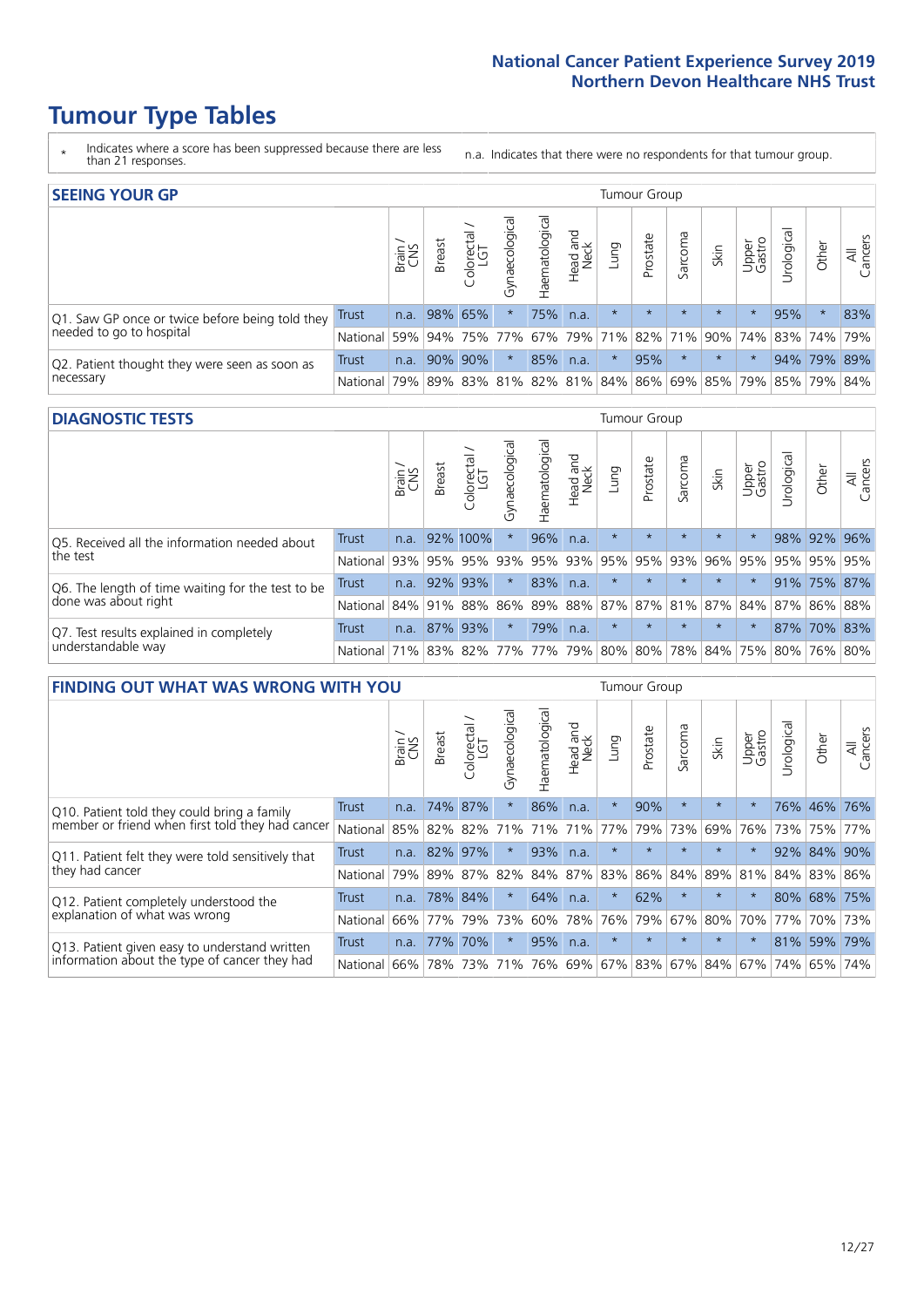# Tumour Type Tables

\* Indicates where a score has been suppressed because there are less than 21 responses.

n.a. Indicates that there were no respondents for that tumour group.

## SEEING YOUR GP

| | | Brain / CNS | Breast | Colorectal / LGT | Gynaecological | Haematological | Head and Neck | Lung | Prostate | Sarcoma | Skin | Upper Gastro | Urological | Other | All Cancers |
|---|---|---|---|---|---|---|---|---|---|---|---|---|---|---|---|
| Q1. Saw GP once or twice before being told they needed to go to hospital | Trust | n.a. | 98% | 65% | * | 75% | n.a. | * | * | * | * | * | 95% | * | 83% |
| | National | 59% | 94% | 75% | 77% | 67% | 79% | 71% | 82% | 71% | 90% | 74% | 83% | 74% | 79% |
| Q2. Patient thought they were seen as soon as necessary | Trust | n.a. | 90% | 90% | * | 85% | n.a. | * | 95% | * | * | * | 94% | 79% | 89% |
| | National | 79% | 89% | 83% | 81% | 82% | 81% | 84% | 86% | 69% | 85% | 79% | 85% | 79% | 84% |

## DIAGNOSTIC TESTS

| | | Brain / CNS | Breast | Colorectal / LGT | Gynaecological | Haematological | Head and Neck | Lung | Prostate | Sarcoma | Skin | Upper Gastro | Urological | Other | All Cancers |
|---|---|---|---|---|---|---|---|---|---|---|---|---|---|---|---|
| Q5. Received all the information needed about the test | Trust | n.a. | 92% | 100% | * | 96% | n.a. | * | * | * | * | * | 98% | 92% | 96% |
| | National | 93% | 95% | 95% | 93% | 95% | 93% | 95% | 95% | 93% | 96% | 95% | 95% | 95% | 95% |
| Q6. The length of time waiting for the test to be done was about right | Trust | n.a. | 92% | 93% | * | 83% | n.a. | * | * | * | * | * | 91% | 75% | 87% |
| | National | 84% | 91% | 88% | 86% | 89% | 88% | 87% | 87% | 81% | 87% | 84% | 87% | 86% | 88% |
| Q7. Test results explained in completely understandable way | Trust | n.a. | 87% | 93% | * | 79% | n.a. | * | * | * | * | * | 87% | 70% | 83% |
| | National | 71% | 83% | 82% | 77% | 77% | 79% | 80% | 80% | 78% | 84% | 75% | 80% | 76% | 80% |

## FINDING OUT WHAT WAS WRONG WITH YOU

| | | Brain / CNS | Breast | Colorectal / LGT | Gynaecological | Haematological | Head and Neck | Lung | Prostate | Sarcoma | Skin | Upper Gastro | Urological | Other | All Cancers |
|---|---|---|---|---|---|---|---|---|---|---|---|---|---|---|---|
| Q10. Patient told they could bring a family member or friend when first told they had cancer | Trust | n.a. | 74% | 87% | * | 86% | n.a. | * | 90% | * | * | * | 76% | 46% | 76% |
| | National | 85% | 82% | 82% | 71% | 71% | 71% | 77% | 79% | 73% | 69% | 76% | 73% | 75% | 77% |
| Q11. Patient felt they were told sensitively that they had cancer | Trust | n.a. | 82% | 97% | * | 93% | n.a. | * | * | * | * | * | 92% | 84% | 90% |
| | National | 79% | 89% | 87% | 82% | 84% | 87% | 83% | 86% | 84% | 89% | 81% | 84% | 83% | 86% |
| Q12. Patient completely understood the explanation of what was wrong | Trust | n.a. | 78% | 84% | * | 64% | n.a. | * | 62% | * | * | * | 80% | 68% | 75% |
| | National | 66% | 77% | 79% | 73% | 60% | 78% | 76% | 79% | 67% | 80% | 70% | 77% | 70% | 73% |
| Q13. Patient given easy to understand written information about the type of cancer they had | Trust | n.a. | 77% | 70% | * | 95% | n.a. | * | * | * | * | * | 81% | 59% | 79% |
| | National | 66% | 78% | 73% | 71% | 76% | 69% | 67% | 83% | 67% | 84% | 67% | 74% | 65% | 74% |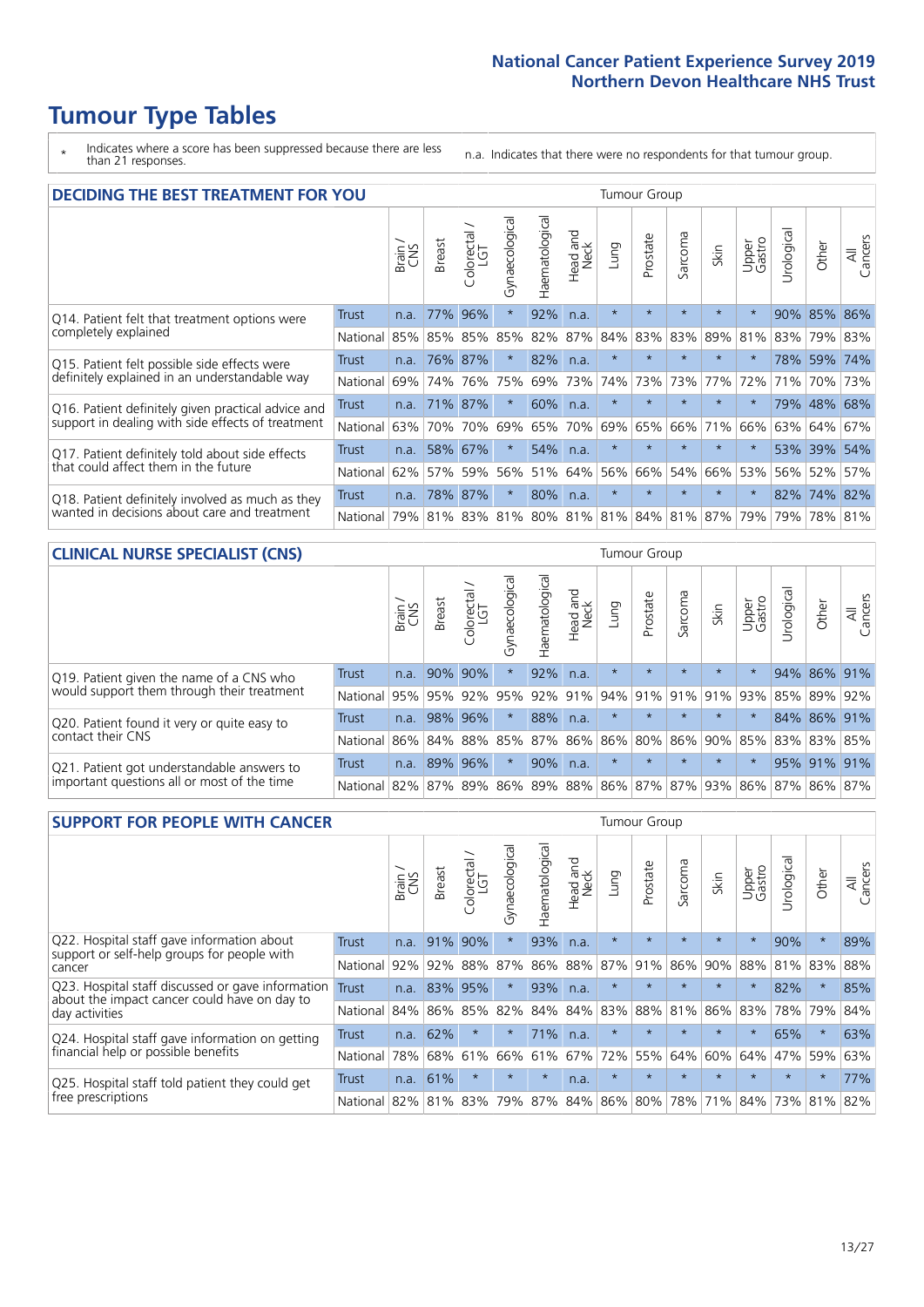# Tumour Type Tables

\* Indicates where a score has been suppressed because there are less than 21 responses.

n.a. Indicates that there were no respondents for that tumour group.

## DECIDING THE BEST TREATMENT FOR YOU

| | | Brain / CNS | Breast | Colorectal / LGT | Gynaecological | Haematological | Head and Neck | Lung | Prostate | Sarcoma | Skin | Upper Gastro | Urological | Other | All Cancers |
|---|---|---|---|---|---|---|---|---|---|---|---|---|---|---|---|
| Q14. Patient felt that treatment options were completely explained | Trust | n.a. | 77% | 96% | * | 92% | n.a. | * | * | * | * | * | 90% | 85% | 86% |
| | National | 85% | 85% | 85% | 85% | 82% | 87% | 84% | 83% | 83% | 89% | 81% | 83% | 79% | 83% |
| Q15. Patient felt possible side effects were definitely explained in an understandable way | Trust | n.a. | 76% | 87% | * | 82% | n.a. | * | * | * | * | * | 78% | 59% | 74% |
| | National | 69% | 74% | 76% | 75% | 69% | 73% | 74% | 73% | 73% | 77% | 72% | 71% | 70% | 73% |
| Q16. Patient definitely given practical advice and support in dealing with side effects of treatment | Trust | n.a. | 71% | 87% | * | 60% | n.a. | * | * | * | * | * | 79% | 48% | 68% |
| | National | 63% | 70% | 70% | 69% | 65% | 70% | 69% | 65% | 66% | 71% | 66% | 63% | 64% | 67% |
| Q17. Patient definitely told about side effects that could affect them in the future | Trust | n.a. | 58% | 67% | * | 54% | n.a. | * | * | * | * | * | 53% | 39% | 54% |
| | National | 62% | 57% | 59% | 56% | 51% | 64% | 56% | 66% | 54% | 66% | 53% | 56% | 52% | 57% |
| Q18. Patient definitely involved as much as they wanted in decisions about care and treatment | Trust | n.a. | 78% | 87% | * | 80% | n.a. | * | * | * | * | * | 82% | 74% | 82% |
| | National | 79% | 81% | 83% | 81% | 80% | 81% | 81% | 84% | 81% | 87% | 79% | 79% | 78% | 81% |

## CLINICAL NURSE SPECIALIST (CNS)

| | | Brain / CNS | Breast | Colorectal / LGT | Gynaecological | Haematological | Head and Neck | Lung | Prostate | Sarcoma | Skin | Upper Gastro | Urological | Other | All Cancers |
|---|---|---|---|---|---|---|---|---|---|---|---|---|---|---|---|
| Q19. Patient given the name of a CNS who would support them through their treatment | Trust | n.a. | 90% | 90% | * | 92% | n.a. | * | * | * | * | * | 94% | 86% | 91% |
| | National | 95% | 95% | 92% | 95% | 92% | 91% | 94% | 91% | 91% | 91% | 93% | 85% | 89% | 92% |
| Q20. Patient found it very or quite easy to contact their CNS | Trust | n.a. | 98% | 96% | * | 88% | n.a. | * | * | * | * | * | 84% | 86% | 91% |
| | National | 86% | 84% | 88% | 85% | 87% | 86% | 86% | 80% | 86% | 90% | 85% | 83% | 83% | 85% |
| Q21. Patient got understandable answers to important questions all or most of the time | Trust | n.a. | 89% | 96% | * | 90% | n.a. | * | * | * | * | * | 95% | 91% | 91% |
| | National | 82% | 87% | 89% | 86% | 89% | 88% | 86% | 87% | 87% | 93% | 86% | 87% | 86% | 87% |

## SUPPORT FOR PEOPLE WITH CANCER

| | | Brain / CNS | Breast | Colorectal / LGT | Gynaecological | Haematological | Head and Neck | Lung | Prostate | Sarcoma | Skin | Upper Gastro | Urological | Other | All Cancers |
|---|---|---|---|---|---|---|---|---|---|---|---|---|---|---|---|
| Q22. Hospital staff gave information about support or self-help groups for people with cancer | Trust | n.a. | 91% | 90% | * | 93% | n.a. | * | * | * | * | * | 90% | * | 89% |
| | National | 92% | 92% | 88% | 87% | 86% | 88% | 87% | 91% | 86% | 90% | 88% | 81% | 83% | 88% |
| Q23. Hospital staff discussed or gave information about the impact cancer could have on day to day activities | Trust | n.a. | 83% | 95% | * | 93% | n.a. | * | * | * | * | * | 82% | * | 85% |
| | National | 84% | 86% | 85% | 82% | 84% | 84% | 83% | 88% | 81% | 86% | 83% | 78% | 79% | 84% |
| Q24. Hospital staff gave information on getting financial help or possible benefits | Trust | n.a. | 62% | * | * | 71% | n.a. | * | * | * | * | * | 65% | * | 63% |
| | National | 78% | 68% | 61% | 66% | 61% | 67% | 72% | 55% | 64% | 60% | 64% | 47% | 59% | 63% |
| Q25. Hospital staff told patient they could get free prescriptions | Trust | n.a. | 61% | * | * | * | n.a. | * | * | * | * | * | * | * | 77% |
| | National | 82% | 81% | 83% | 79% | 87% | 84% | 86% | 80% | 78% | 71% | 84% | 73% | 81% | 82% |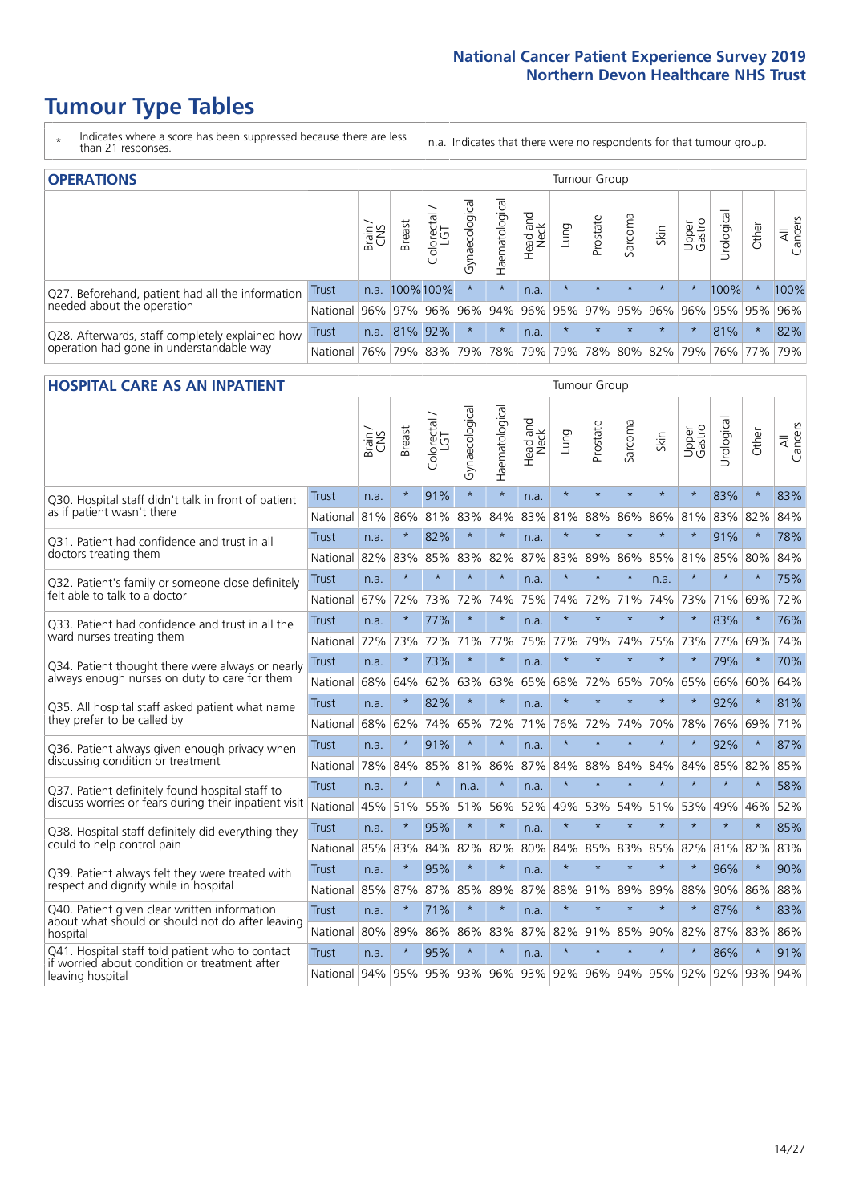# Tumour Type Tables

\* Indicates where a score has been suppressed because there are less than 21 responses.

n.a. Indicates that there were no respondents for that tumour group.

## OPERATIONS

| | | Brain / CNS | Breast | Colorectal / LGT | Gynaecological | Haematological | Head and Neck | Lung | Prostate | Sarcoma | Skin | Upper Gastro | Urological | Other | All Cancers |
|---|---|---|---|---|---|---|---|---|---|---|---|---|---|---|---|
| Q27. Beforehand, patient had all the information needed about the operation | Trust | n.a. | 100% | 100% | * | * | n.a. | * | * | * | * | * | 100% | * | 100% |
| | National | 96% | 97% | 96% | 96% | 94% | 96% | 95% | 97% | 95% | 96% | 96% | 95% | 95% | 96% |
| Q28. Afterwards, staff completely explained how operation had gone in understandable way | Trust | n.a. | 81% | 92% | * | * | n.a. | * | * | * | * | * | 81% | * | 82% |
| | National | 76% | 79% | 83% | 79% | 78% | 79% | 79% | 78% | 80% | 82% | 79% | 76% | 77% | 79% |

## HOSPITAL CARE AS AN INPATIENT

| | | Brain / CNS | Breast | Colorectal / LGT | Gynaecological | Haematological | Head and Neck | Lung | Prostate | Sarcoma | Skin | Upper Gastro | Urological | Other | All Cancers |
|---|---|---|---|---|---|---|---|---|---|---|---|---|---|---|---|
| Q30. Hospital staff didn't talk in front of patient as if patient wasn't there | Trust | n.a. | * | 91% | * | * | n.a. | * | * | * | * | * | 83% | * | 83% |
| | National | 81% | 86% | 81% | 83% | 84% | 83% | 81% | 88% | 86% | 86% | 81% | 83% | 82% | 84% |
| Q31. Patient had confidence and trust in all doctors treating them | Trust | n.a. | * | 82% | * | * | n.a. | * | * | * | * | * | 91% | * | 78% |
| | National | 82% | 83% | 85% | 83% | 82% | 87% | 83% | 89% | 86% | 85% | 81% | 85% | 80% | 84% |
| Q32. Patient's family or someone close definitely felt able to talk to a doctor | Trust | n.a. | * | * | * | * | n.a. | * | * | * | n.a. | * | * | * | 75% |
| | National | 67% | 72% | 73% | 72% | 74% | 75% | 74% | 72% | 71% | 74% | 73% | 71% | 69% | 72% |
| Q33. Patient had confidence and trust in all the ward nurses treating them | Trust | n.a. | * | 77% | * | * | n.a. | * | * | * | * | * | 83% | * | 76% |
| | National | 72% | 73% | 72% | 71% | 77% | 75% | 77% | 79% | 74% | 75% | 73% | 77% | 69% | 74% |
| Q34. Patient thought there were always or nearly always enough nurses on duty to care for them | Trust | n.a. | * | 73% | * | * | n.a. | * | * | * | * | * | 79% | * | 70% |
| | National | 68% | 64% | 62% | 63% | 63% | 65% | 68% | 72% | 65% | 70% | 65% | 66% | 60% | 64% |
| Q35. All hospital staff asked patient what name they prefer to be called by | Trust | n.a. | * | 82% | * | * | n.a. | * | * | * | * | * | 92% | * | 81% |
| | National | 68% | 62% | 74% | 65% | 72% | 71% | 76% | 72% | 74% | 70% | 78% | 76% | 69% | 71% |
| Q36. Patient always given enough privacy when discussing condition or treatment | Trust | n.a. | * | 91% | * | * | n.a. | * | * | * | * | * | 92% | * | 87% |
| | National | 78% | 84% | 85% | 81% | 86% | 87% | 84% | 88% | 84% | 84% | 84% | 85% | 82% | 85% |
| Q37. Patient definitely found hospital staff to discuss worries or fears during their inpatient visit | Trust | n.a. | * | * | n.a. | * | n.a. | * | * | * | * | * | * | * | 58% |
| | National | 45% | 51% | 55% | 51% | 56% | 52% | 49% | 53% | 54% | 51% | 53% | 49% | 46% | 52% |
| Q38. Hospital staff definitely did everything they could to help control pain | Trust | n.a. | * | 95% | * | * | n.a. | * | * | * | * | * | * | * | 85% |
| | National | 85% | 83% | 84% | 82% | 82% | 80% | 84% | 85% | 83% | 85% | 82% | 81% | 82% | 83% |
| Q39. Patient always felt they were treated with respect and dignity while in hospital | Trust | n.a. | * | 95% | * | * | n.a. | * | * | * | * | * | 96% | * | 90% |
| | National | 85% | 87% | 87% | 85% | 89% | 87% | 88% | 91% | 89% | 89% | 88% | 90% | 86% | 88% |
| Q40. Patient given clear written information about what should or should not do after leaving hospital | Trust | n.a. | * | 71% | * | * | n.a. | * | * | * | * | * | 87% | * | 83% |
| | National | 80% | 89% | 86% | 86% | 83% | 87% | 82% | 91% | 85% | 90% | 82% | 87% | 83% | 86% |
| Q41. Hospital staff told patient who to contact if worried about condition or treatment after leaving hospital | Trust | n.a. | * | 95% | * | * | n.a. | * | * | * | * | * | 86% | * | 91% |
| | National | 94% | 95% | 95% | 93% | 96% | 93% | 92% | 96% | 94% | 95% | 92% | 92% | 93% | 94% |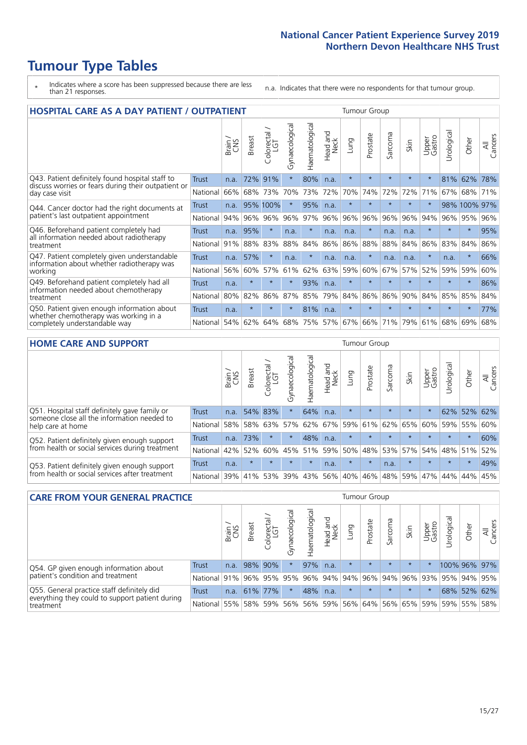# Tumour Type Tables

- \* Indicates where a score has been suppressed because there are less than 21 responses.
- n.a. Indicates that there were no respondents for that tumour group.

## HOSPITAL CARE AS A DAY PATIENT / OUTPATIENT

| | | Brain / CNS | Breast | Colorectal / LGT | Gynaecological | Haematological | Head and Neck | Lung | Prostate | Sarcoma | Skin | Upper Gastro | Urological | Other | All Cancers |
|---|---|---|---|---|---|---|---|---|---|---|---|---|---|---|---|
| Q43. Patient definitely found hospital staff to discuss worries or fears during their outpatient or day case visit | Trust | n.a. | 72% | 91% | * | 80% | n.a. | * | * | * | * | * | 81% | 62% | 78% |
| | National | 66% | 68% | 73% | 70% | 73% | 72% | 70% | 74% | 72% | 72% | 71% | 67% | 68% | 71% |
| Q44. Cancer doctor had the right documents at patient's last outpatient appointment | Trust | n.a. | 95% | 100% | * | 95% | n.a. | * | * | * | * | * | 98% | 100% | 97% |
| | National | 94% | 96% | 96% | 96% | 97% | 96% | 96% | 96% | 96% | 96% | 94% | 96% | 95% | 96% |
| Q46. Beforehand patient completely had all information needed about radiotherapy treatment | Trust | n.a. | 95% | * | n.a. | * | n.a. | n.a. | * | n.a. | n.a. | * | * | * | 95% |
| | National | 91% | 88% | 83% | 88% | 84% | 86% | 86% | 88% | 88% | 84% | 86% | 83% | 84% | 86% |
| Q47. Patient completely given understandable information about whether radiotherapy was working | Trust | n.a. | 57% | * | n.a. | * | n.a. | n.a. | * | n.a. | n.a. | * | n.a. | * | 66% |
| | National | 56% | 60% | 57% | 61% | 62% | 63% | 59% | 60% | 67% | 57% | 52% | 59% | 59% | 60% |
| Q49. Beforehand patient completely had all information needed about chemotherapy treatment | Trust | n.a. | * | * | * | 93% | n.a. | * | * | * | * | * | * | * | 86% |
| | National | 80% | 82% | 86% | 87% | 85% | 79% | 84% | 86% | 86% | 90% | 84% | 85% | 85% | 84% |
| Q50. Patient given enough information about whether chemotherapy was working in a completely understandable way | Trust | n.a. | * | * | * | 81% | n.a. | * | * | * | * | * | * | * | 77% |
| | National | 54% | 62% | 64% | 68% | 75% | 57% | 67% | 66% | 71% | 79% | 61% | 68% | 69% | 68% |

## HOME CARE AND SUPPORT

| | | Brain / CNS | Breast | Colorectal / LGT | Gynaecological | Haematological | Head and Neck | Lung | Prostate | Sarcoma | Skin | Upper Gastro | Urological | Other | All Cancers |
|---|---|---|---|---|---|---|---|---|---|---|---|---|---|---|---|
| Q51. Hospital staff definitely gave family or someone close all the information needed to help care at home | Trust | n.a. | 54% | 83% | * | 64% | n.a. | * | * | * | * | * | 62% | 52% | 62% |
| | National | 58% | 58% | 63% | 57% | 62% | 67% | 59% | 61% | 62% | 65% | 60% | 59% | 55% | 60% |
| Q52. Patient definitely given enough support from health or social services during treatment | Trust | n.a. | 73% | * | * | 48% | n.a. | * | * | * | * | * | * | * | 60% |
| | National | 42% | 52% | 60% | 45% | 51% | 59% | 50% | 48% | 53% | 57% | 54% | 48% | 51% | 52% |
| Q53. Patient definitely given enough support from health or social services after treatment | Trust | n.a. | * | * | * | * | n.a. | * | * | n.a. | * | * | * | * | 49% |
| | National | 39% | 41% | 53% | 39% | 43% | 56% | 40% | 46% | 48% | 59% | 47% | 44% | 44% | 45% |

## CARE FROM YOUR GENERAL PRACTICE

| | | Brain / CNS | Breast | Colorectal / LGT | Gynaecological | Haematological | Head and Neck | Lung | Prostate | Sarcoma | Skin | Upper Gastro | Urological | Other | All Cancers |
|---|---|---|---|---|---|---|---|---|---|---|---|---|---|---|---|
| Q54. GP given enough information about patient's condition and treatment | Trust | n.a. | 98% | 90% | * | 97% | n.a. | * | * | * | * | * | 100% | 96% | 97% |
| | National | 91% | 96% | 95% | 95% | 96% | 94% | 94% | 96% | 94% | 96% | 93% | 95% | 94% | 95% |
| Q55. General practice staff definitely did everything they could to support patient during treatment | Trust | n.a. | 61% | 77% | * | 48% | n.a. | * | * | * | * | * | 68% | 52% | 62% |
| | National | 55% | 58% | 59% | 56% | 56% | 59% | 56% | 64% | 56% | 65% | 59% | 59% | 55% | 58% |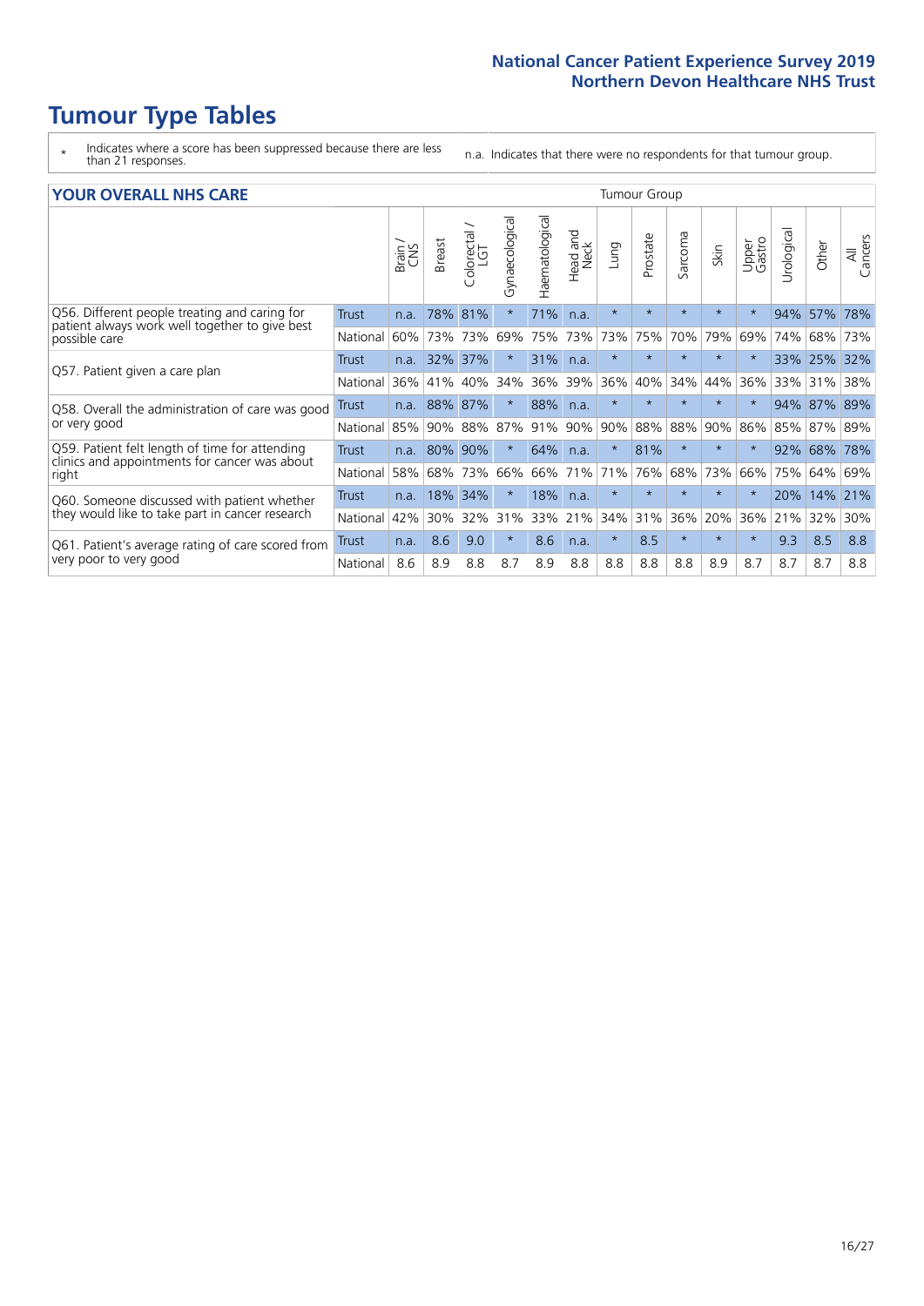# Tumour Type Tables

\* Indicates where a score has been suppressed because there are less than 21 responses.

n.a. Indicates that there were no respondents for that tumour group.

## YOUR OVERALL NHS CARE

| | | Brain / CNS | Breast | Colorectal / LGT | Gynaecological | Haematological | Head and Neck | Lung | Prostate | Sarcoma | Skin | Upper Gastro | Urological | Other | All Cancers |
|---|---|---|---|---|---|---|---|---|---|---|---|---|---|---|---|
| Q56. Different people treating and caring for patient always work well together to give best possible care | Trust | n.a. | 78% | 81% | * | 71% | n.a. | * | * | * | * | * | 94% | 57% | 78% |
| | National | 60% | 73% | 73% | 69% | 75% | 73% | 73% | 75% | 70% | 79% | 69% | 74% | 68% | 73% |
| Q57. Patient given a care plan | Trust | n.a. | 32% | 37% | * | 31% | n.a. | * | * | * | * | * | 33% | 25% | 32% |
| | National | 36% | 41% | 40% | 34% | 36% | 39% | 36% | 40% | 34% | 44% | 36% | 33% | 31% | 38% |
| Q58. Overall the administration of care was good or very good | Trust | n.a. | 88% | 87% | * | 88% | n.a. | * | * | * | * | * | 94% | 87% | 89% |
| | National | 85% | 90% | 88% | 87% | 91% | 90% | 90% | 88% | 88% | 90% | 86% | 85% | 87% | 89% |
| Q59. Patient felt length of time for attending clinics and appointments for cancer was about right | Trust | n.a. | 80% | 90% | * | 64% | n.a. | * | 81% | * | * | * | 92% | 68% | 78% |
| | National | 58% | 68% | 73% | 66% | 66% | 71% | 71% | 76% | 68% | 73% | 66% | 75% | 64% | 69% |
| Q60. Someone discussed with patient whether they would like to take part in cancer research | Trust | n.a. | 18% | 34% | * | 18% | n.a. | * | * | * | * | * | 20% | 14% | 21% |
| | National | 42% | 30% | 32% | 31% | 33% | 21% | 34% | 31% | 36% | 20% | 36% | 21% | 32% | 30% |
| Q61. Patient's average rating of care scored from very poor to very good | Trust | n.a. | 8.6 | 9.0 | * | 8.6 | n.a. | * | 8.5 | * | * | * | 9.3 | 8.5 | 8.8 |
| | National | 8.6 | 8.9 | 8.8 | 8.7 | 8.9 | 8.8 | 8.8 | 8.8 | 8.8 | 8.9 | 8.7 | 8.7 | 8.7 | 8.8 |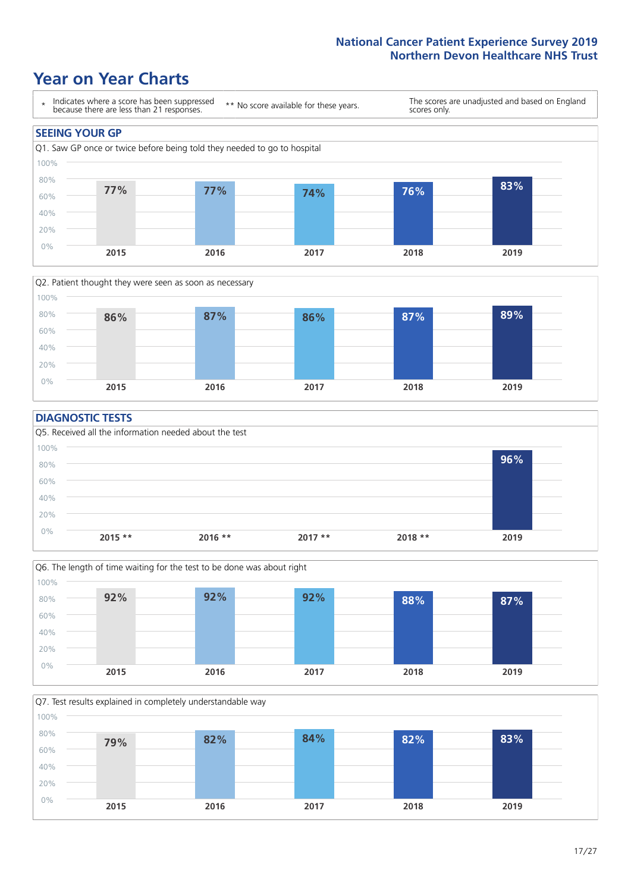# Year on Year Charts

\* Indicates where a score has been suppressed because there are less than 21 responses.

** No score available for these years.

The scores are unadjusted and based on England scores only.

## SEEING YOUR GP

Q1. Saw GP once or twice before being told they needed to go to hospital

| 2015 | 2016 | 2017 | 2018 | 2019 |
|---|---|---|---|---|
| 77% | 77% | 74% | 76% | 83% |

Q2. Patient thought they were seen as soon as necessary

| 2015 | 2016 | 2017 | 2018 | 2019 |
|---|---|---|---|---|
| 86% | 87% | 86% | 87% | 89% |

## DIAGNOSTIC TESTS

Q5. Received all the information needed about the test

| 2015 ** | 2016 ** | 2017 ** | 2018 ** | 2019 |
|---|---|---|---|---|
| | | | | 96% |

Q6. The length of time waiting for the test to be done was about right

| 2015 | 2016 | 2017 | 2018 | 2019 |
|---|---|---|---|---|
| 92% | 92% | 92% | 88% | 87% |

Q7. Test results explained in completely understandable way

| 2015 | 2016 | 2017 | 2018 | 2019 |
|---|---|---|---|---|
| 79% | 82% | 84% | 82% | 83% |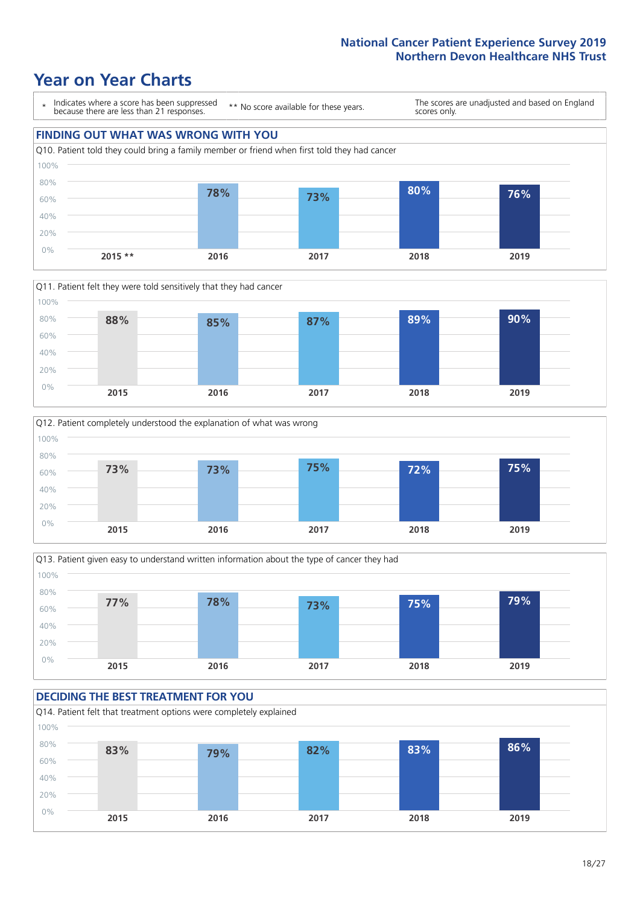# Year on Year Charts

\* Indicates where a score has been suppressed because there are less than 21 responses.

\*\* No score available for these years.

The scores are unadjusted and based on England scores only.

## FINDING OUT WHAT WAS WRONG WITH YOU

Q10. Patient told they could bring a family member or friend when first told they had cancer

| 2015 ** | 2016 | 2017 | 2018 | 2019 |
|---|---|---|---|---|
| | 78% | 73% | 80% | 76% |

Q11. Patient felt they were told sensitively that they had cancer

| 2015 | 2016 | 2017 | 2018 | 2019 |
|---|---|---|---|---|
| 88% | 85% | 87% | 89% | 90% |

Q12. Patient completely understood the explanation of what was wrong

| 2015 | 2016 | 2017 | 2018 | 2019 |
|---|---|---|---|---|
| 73% | 73% | 75% | 72% | 75% |

Q13. Patient given easy to understand written information about the type of cancer they had

| 2015 | 2016 | 2017 | 2018 | 2019 |
|---|---|---|---|---|
| 77% | 78% | 73% | 75% | 79% |

## DECIDING THE BEST TREATMENT FOR YOU

Q14. Patient felt that treatment options were completely explained

| 2015 | 2016 | 2017 | 2018 | 2019 |
|---|---|---|---|---|
| 83% | 79% | 82% | 83% | 86% |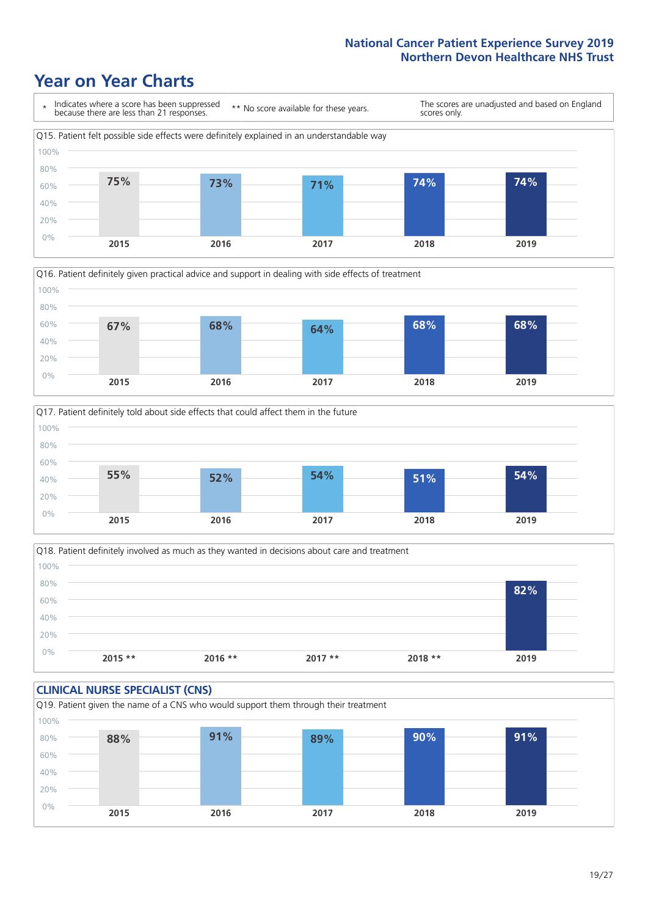# Year on Year Charts

\* Indicates where a score has been suppressed because there are less than 21 responses.

** No score available for these years.

The scores are unadjusted and based on England scores only.

Q15. Patient felt possible side effects were definitely explained in an understandable way

| 2015 | 2016 | 2017 | 2018 | 2019 |
|---|---|---|---|---|
| 75% | 73% | 71% | 74% | 74% |

Q16. Patient definitely given practical advice and support in dealing with side effects of treatment

| 2015 | 2016 | 2017 | 2018 | 2019 |
|---|---|---|---|---|
| 67% | 68% | 64% | 68% | 68% |

Q17. Patient definitely told about side effects that could affect them in the future

| 2015 | 2016 | 2017 | 2018 | 2019 |
|---|---|---|---|---|
| 55% | 52% | 54% | 51% | 54% |

Q18. Patient definitely involved as much as they wanted in decisions about care and treatment

| 2015 ** | 2016 ** | 2017 ** | 2018 ** | 2019 |
|---|---|---|---|---|
| | | | | 82% |

## CLINICAL NURSE SPECIALIST (CNS)

Q19. Patient given the name of a CNS who would support them through their treatment

| 2015 | 2016 | 2017 | 2018 | 2019 |
|---|---|---|---|---|
| 88% | 91% | 89% | 90% | 91% |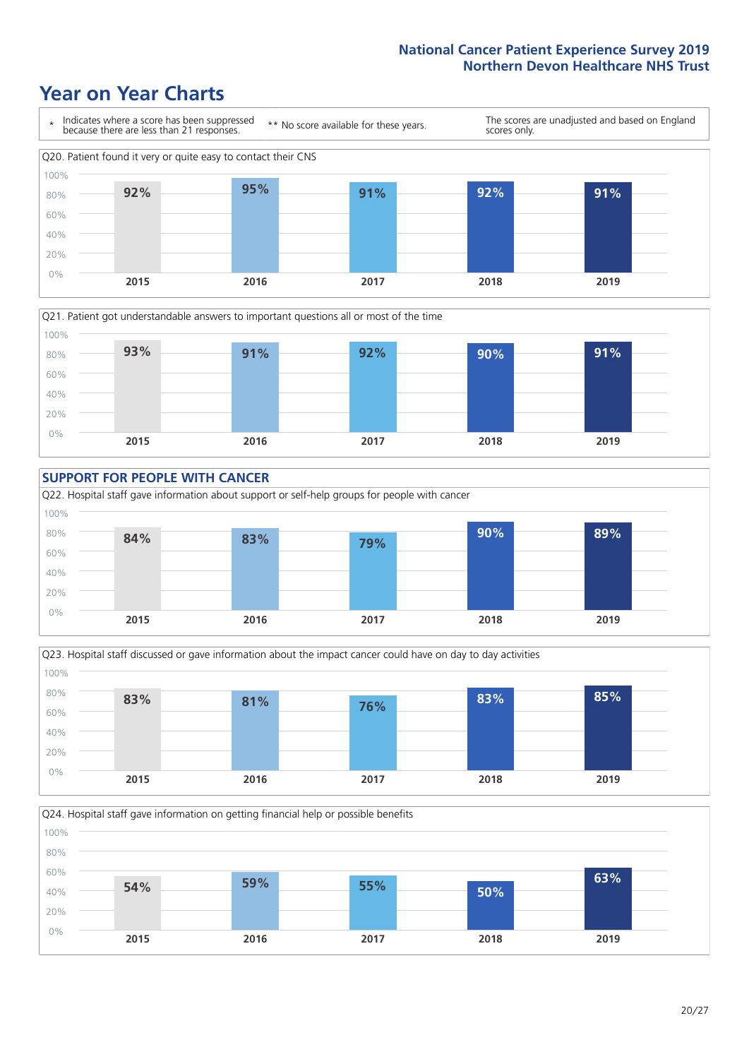# Year on Year Charts

\* Indicates where a score has been suppressed because there are less than 21 responses.

\*\* No score available for these years.

The scores are unadjusted and based on England scores only.

Q20. Patient found it very or quite easy to contact their CNS

| 2015 | 2016 | 2017 | 2018 | 2019 |
|---|---|---|---|---|
| 92% | 95% | 91% | 92% | 91% |

Q21. Patient got understandable answers to important questions all or most of the time

| 2015 | 2016 | 2017 | 2018 | 2019 |
|---|---|---|---|---|
| 93% | 91% | 92% | 90% | 91% |

## SUPPORT FOR PEOPLE WITH CANCER

Q22. Hospital staff gave information about support or self-help groups for people with cancer

| 2015 | 2016 | 2017 | 2018 | 2019 |
|---|---|---|---|---|
| 84% | 83% | 79% | 90% | 89% |

Q23. Hospital staff discussed or gave information about the impact cancer could have on day to day activities

| 2015 | 2016 | 2017 | 2018 | 2019 |
|---|---|---|---|---|
| 83% | 81% | 76% | 83% | 85% |

Q24. Hospital staff gave information on getting financial help or possible benefits

| 2015 | 2016 | 2017 | 2018 | 2019 |
|---|---|---|---|---|
| 54% | 59% | 55% | 50% | 63% |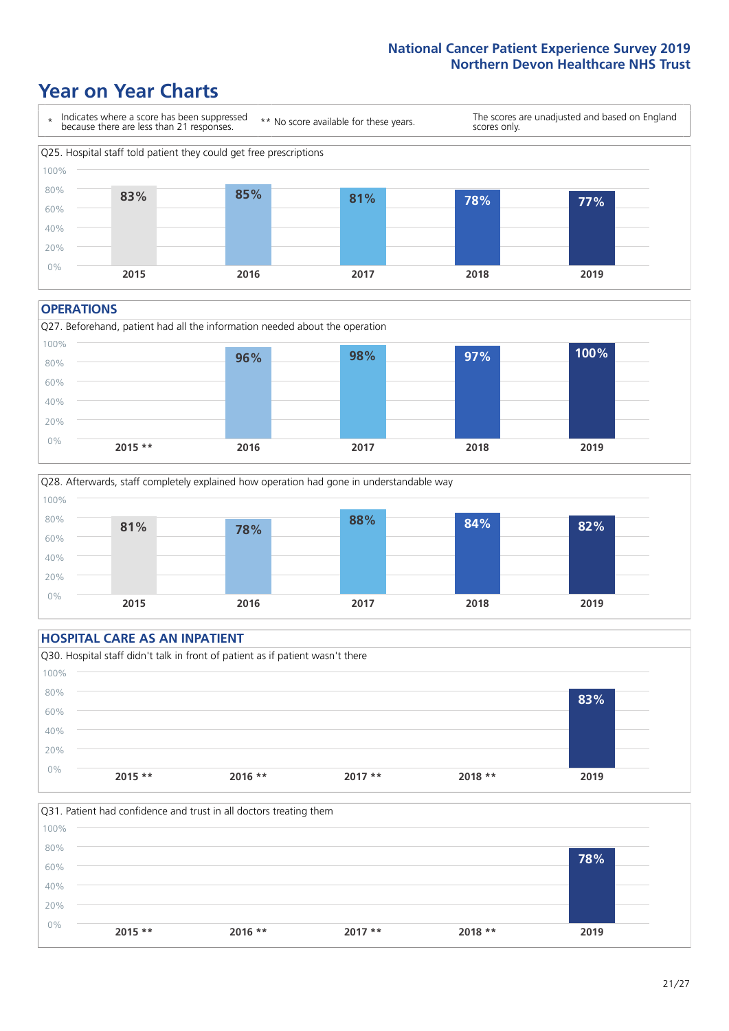# Year on Year Charts

\* Indicates where a score has been suppressed because there are less than 21 responses.

\*\* No score available for these years.

The scores are unadjusted and based on England scores only.

Q25. Hospital staff told patient they could get free prescriptions

| 2015 | 2016 | 2017 | 2018 | 2019 |
|---|---|---|---|---|
| 83% | 85% | 81% | 78% | 77% |

## OPERATIONS

Q27. Beforehand, patient had all the information needed about the operation

| 2015 ** | 2016 | 2017 | 2018 | 2019 |
|---|---|---|---|---|
| | 96% | 98% | 97% | 100% |

Q28. Afterwards, staff completely explained how operation had gone in understandable way

| 2015 | 2016 | 2017 | 2018 | 2019 |
|---|---|---|---|---|
| 81% | 78% | 88% | 84% | 82% |

## HOSPITAL CARE AS AN INPATIENT

Q30. Hospital staff didn't talk in front of patient as if patient wasn't there

| 2015 ** | 2016 ** | 2017 ** | 2018 ** | 2019 |
|---|---|---|---|---|
| | | | | 83% |

Q31. Patient had confidence and trust in all doctors treating them

| 2015 ** | 2016 ** | 2017 ** | 2018 ** | 2019 |
|---|---|---|---|---|
| | | | | 78% |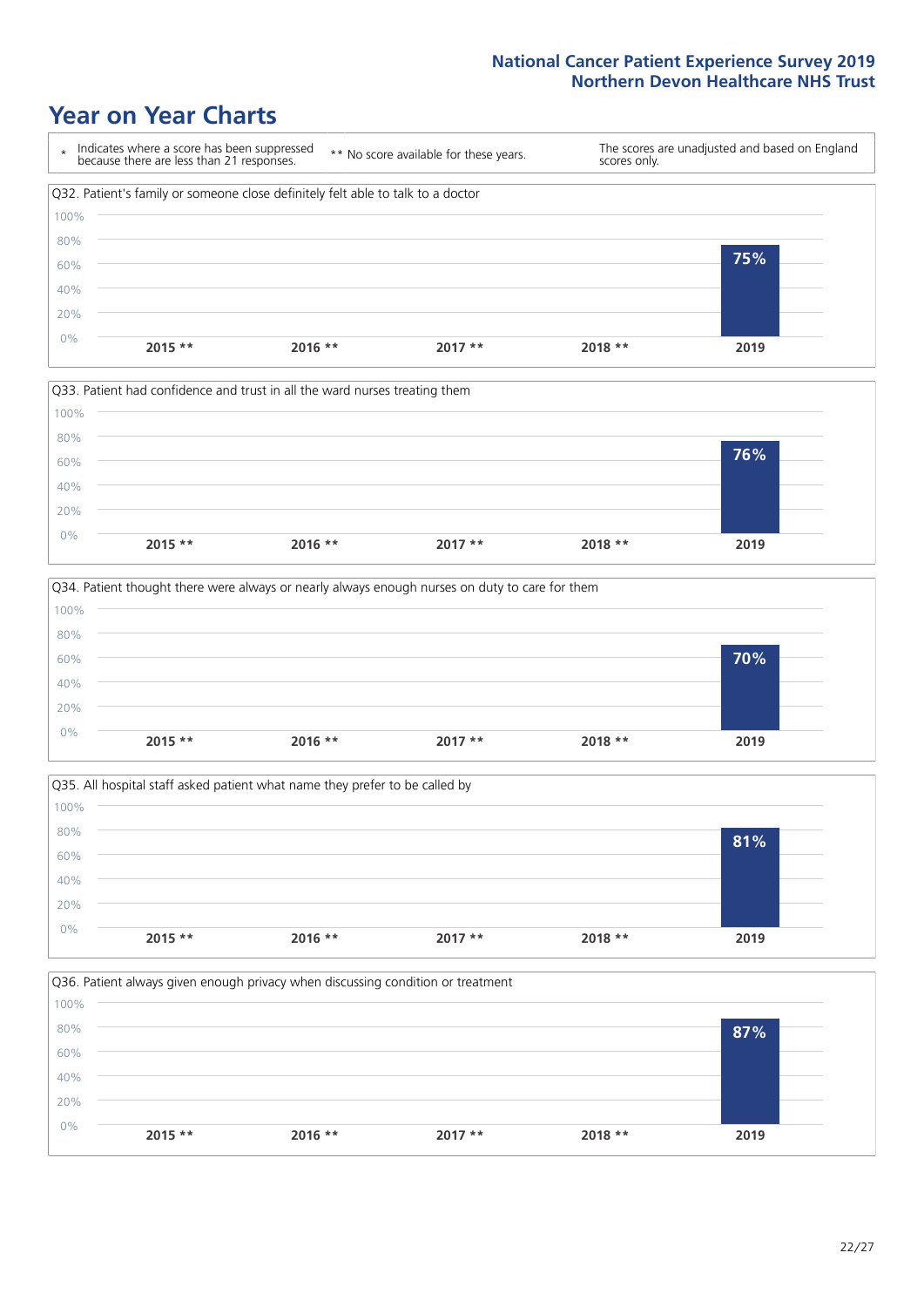# Year on Year Charts

\* Indicates where a score has been suppressed because there are less than 21 responses.

\*\* No score available for these years.

The scores are unadjusted and based on England scores only.

Q32. Patient's family or someone close definitely felt able to talk to a doctor

| 2015 ** | 2016 ** | 2017 ** | 2018 ** | 2019 |
|---|---|---|---|---|
| | | | | 75% |

Q33. Patient had confidence and trust in all the ward nurses treating them

| 2015 ** | 2016 ** | 2017 ** | 2018 ** | 2019 |
|---|---|---|---|---|
| | | | | 76% |

Q34. Patient thought there were always or nearly always enough nurses on duty to care for them

| 2015 ** | 2016 ** | 2017 ** | 2018 ** | 2019 |
|---|---|---|---|---|
| | | | | 70% |

Q35. All hospital staff asked patient what name they prefer to be called by

| 2015 ** | 2016 ** | 2017 ** | 2018 ** | 2019 |
|---|---|---|---|---|
| | | | | 81% |

Q36. Patient always given enough privacy when discussing condition or treatment

| 2015 ** | 2016 ** | 2017 ** | 2018 ** | 2019 |
|---|---|---|---|---|
| | | | | 87% |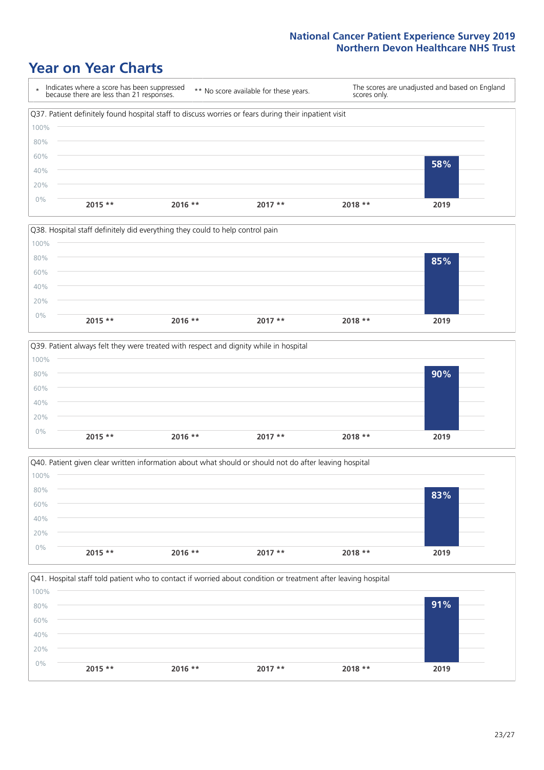# Year on Year Charts

\* Indicates where a score has been suppressed because there are less than 21 responses.

\*\* No score available for these years.

The scores are unadjusted and based on England scores only.

Q37. Patient definitely found hospital staff to discuss worries or fears during their inpatient visit

| 2015 ** | 2016 ** | 2017 ** | 2018 ** | 2019 |
|---|---|---|---|---|
| | | | | 58% |

Q38. Hospital staff definitely did everything they could to help control pain

| 2015 ** | 2016 ** | 2017 ** | 2018 ** | 2019 |
|---|---|---|---|---|
| | | | | 85% |

Q39. Patient always felt they were treated with respect and dignity while in hospital

| 2015 ** | 2016 ** | 2017 ** | 2018 ** | 2019 |
|---|---|---|---|---|
| | | | | 90% |

Q40. Patient given clear written information about what should or should not do after leaving hospital

| 2015 ** | 2016 ** | 2017 ** | 2018 ** | 2019 |
|---|---|---|---|---|
| | | | | 83% |

Q41. Hospital staff told patient who to contact if worried about condition or treatment after leaving hospital

| 2015 ** | 2016 ** | 2017 ** | 2018 ** | 2019 |
|---|---|---|---|---|
| | | | | 91% |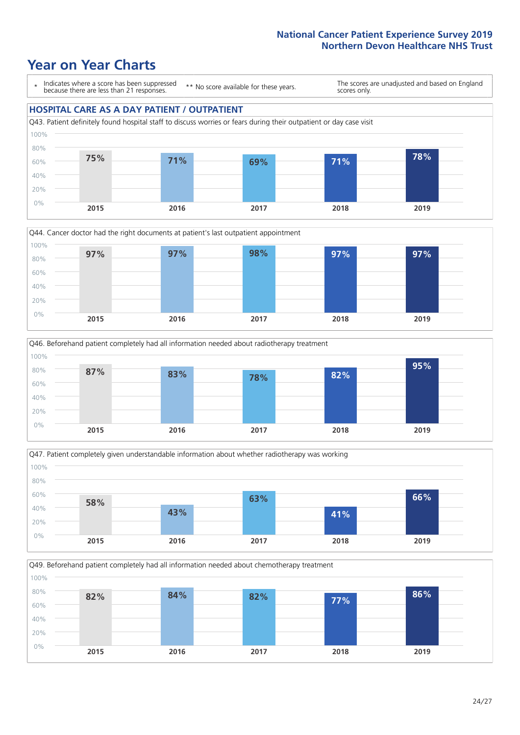# Year on Year Charts

\* Indicates where a score has been suppressed because there are less than 21 responses.

\*\* No score available for these years.

The scores are unadjusted and based on England scores only.

## HOSPITAL CARE AS A DAY PATIENT / OUTPATIENT

Q43. Patient definitely found hospital staff to discuss worries or fears during their outpatient or day case visit

| 2015 | 2016 | 2017 | 2018 | 2019 |
|---|---|---|---|---|
| 75% | 71% | 69% | 71% | 78% |

Q44. Cancer doctor had the right documents at patient's last outpatient appointment

| 2015 | 2016 | 2017 | 2018 | 2019 |
|---|---|---|---|---|
| 97% | 97% | 98% | 97% | 97% |

Q46. Beforehand patient completely had all information needed about radiotherapy treatment

| 2015 | 2016 | 2017 | 2018 | 2019 |
|---|---|---|---|---|
| 87% | 83% | 78% | 82% | 95% |

Q47. Patient completely given understandable information about whether radiotherapy was working

| 2015 | 2016 | 2017 | 2018 | 2019 |
|---|---|---|---|---|
| 58% | 43% | 63% | 41% | 66% |

Q49. Beforehand patient completely had all information needed about chemotherapy treatment

| 2015 | 2016 | 2017 | 2018 | 2019 |
|---|---|---|---|---|
| 82% | 84% | 82% | 77% | 86% |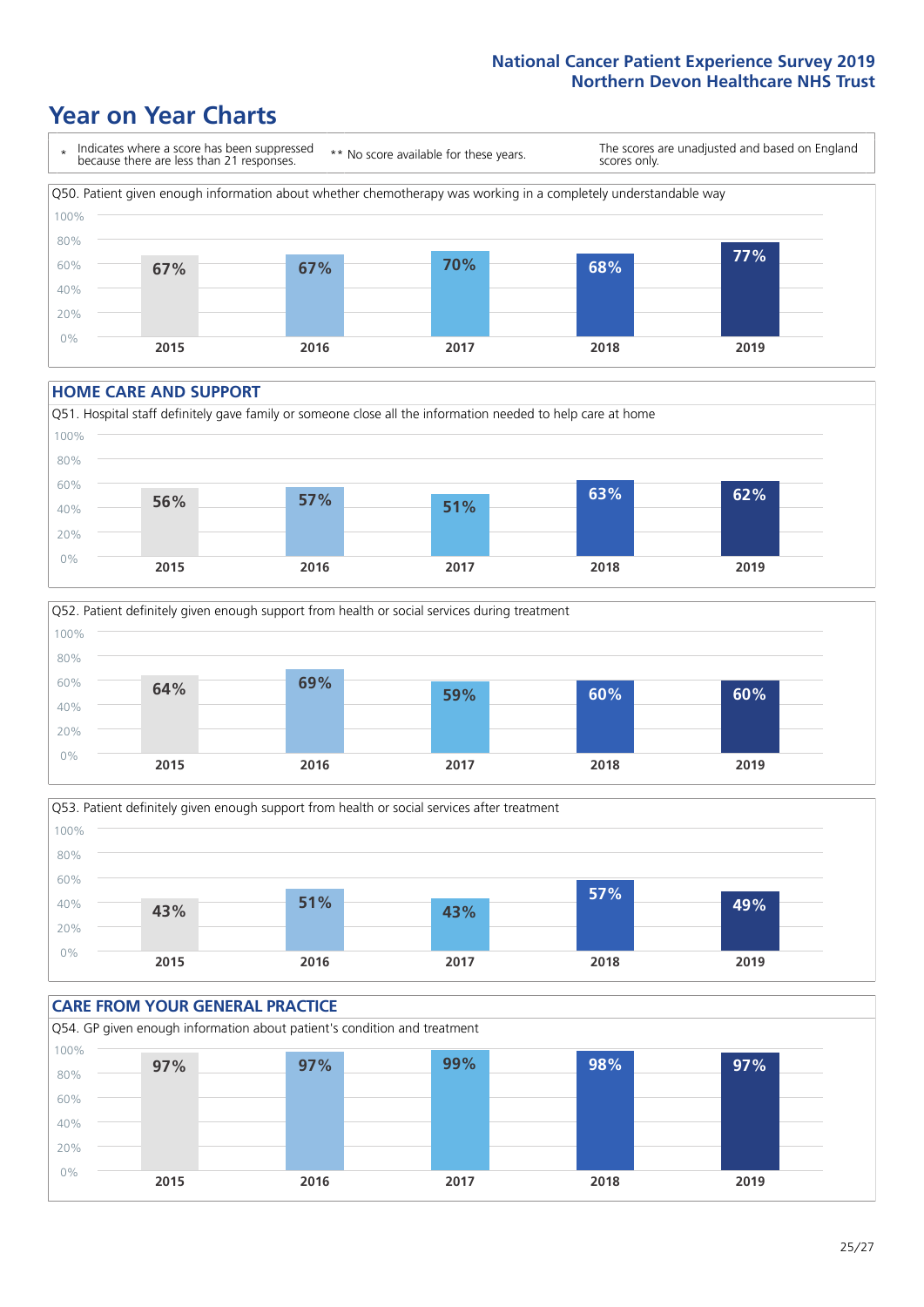# Year on Year Charts

\* Indicates where a score has been suppressed because there are less than 21 responses.

\*\* No score available for these years.

The scores are unadjusted and based on England scores only.

Q50. Patient given enough information about whether chemotherapy was working in a completely understandable way

| 2015 | 2016 | 2017 | 2018 | 2019 |
|---|---|---|---|---|
| 67% | 67% | 70% | 68% | 77% |

## HOME CARE AND SUPPORT

Q51. Hospital staff definitely gave family or someone close all the information needed to help care at home

| 2015 | 2016 | 2017 | 2018 | 2019 |
|---|---|---|---|---|
| 56% | 57% | 51% | 63% | 62% |

Q52. Patient definitely given enough support from health or social services during treatment

| 2015 | 2016 | 2017 | 2018 | 2019 |
|---|---|---|---|---|
| 64% | 69% | 59% | 60% | 60% |

Q53. Patient definitely given enough support from health or social services after treatment

| 2015 | 2016 | 2017 | 2018 | 2019 |
|---|---|---|---|---|
| 43% | 51% | 43% | 57% | 49% |

## CARE FROM YOUR GENERAL PRACTICE

Q54. GP given enough information about patient's condition and treatment

| 2015 | 2016 | 2017 | 2018 | 2019 |
|---|---|---|---|---|
| 97% | 97% | 99% | 98% | 97% |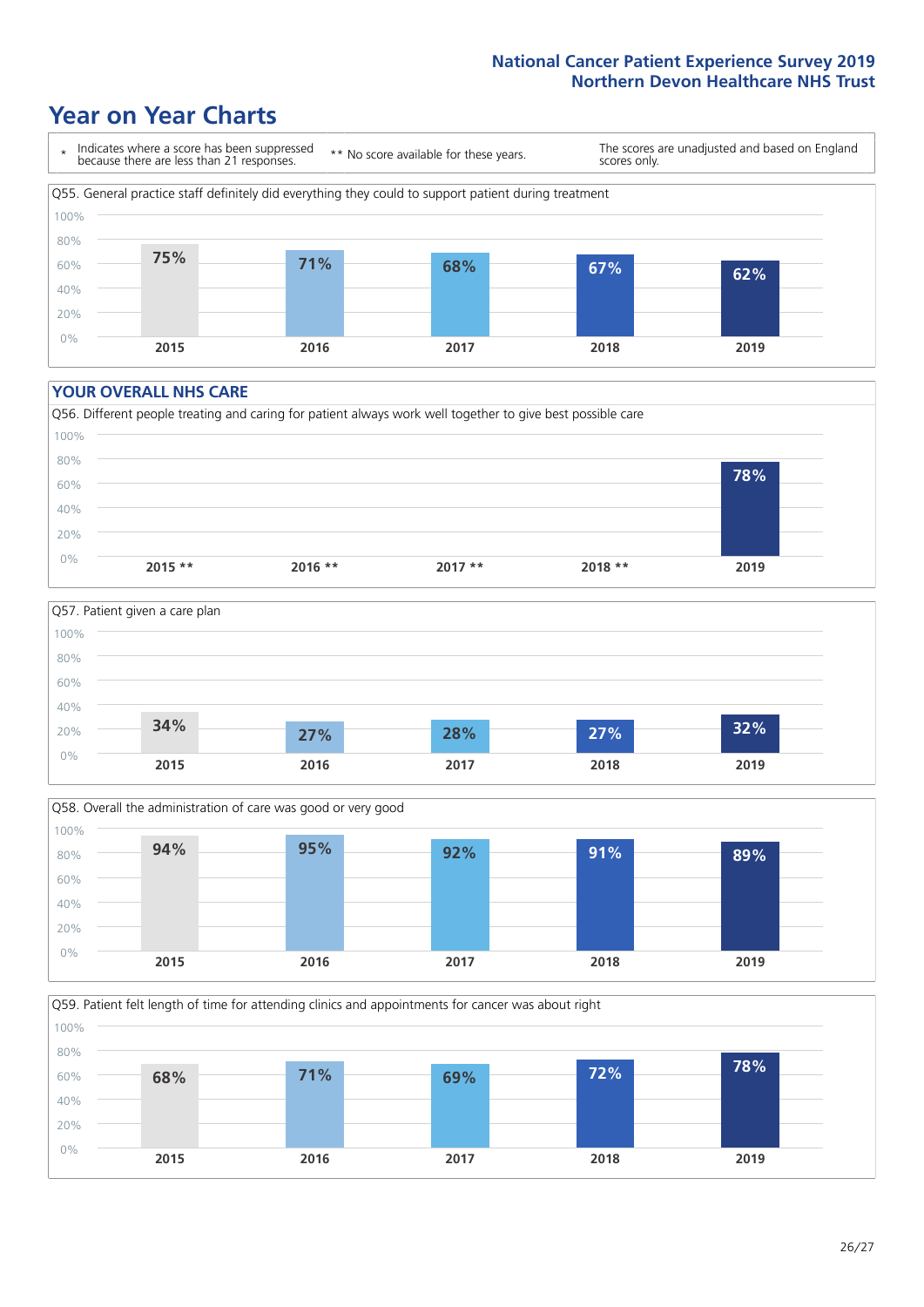# Year on Year Charts

| * Indicates where a score has been suppressed because there are less than 21 responses. | ** No score available for these years. | The scores are unadjusted and based on England scores only. |
|---|---|---|

Q55. General practice staff definitely did everything they could to support patient during treatment

| 2015 | 2016 | 2017 | 2018 | 2019 |
|---|---|---|---|---|
| 75% | 71% | 68% | 67% | 62% |

## YOUR OVERALL NHS CARE

Q56. Different people treating and caring for patient always work well together to give best possible care

| 2015 ** | 2016 ** | 2017 ** | 2018 ** | 2019 |
|---|---|---|---|---|
| | | | | 78% |

Q57. Patient given a care plan

| 2015 | 2016 | 2017 | 2018 | 2019 |
|---|---|---|---|---|
| 34% | 27% | 28% | 27% | 32% |

Q58. Overall the administration of care was good or very good

| 2015 | 2016 | 2017 | 2018 | 2019 |
|---|---|---|---|---|
| 94% | 95% | 92% | 91% | 89% |

Q59. Patient felt length of time for attending clinics and appointments for cancer was about right

| 2015 | 2016 | 2017 | 2018 | 2019 |
|---|---|---|---|---|
| 68% | 71% | 69% | 72% | 78% |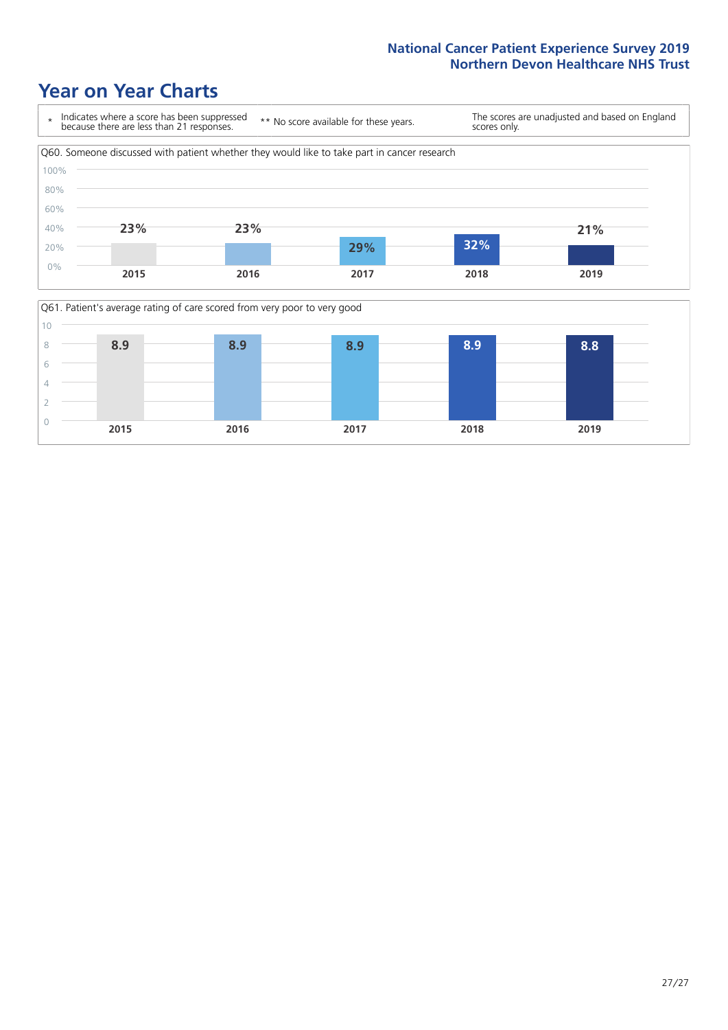# Year on Year Charts

\* Indicates where a score has been suppressed because there are less than 21 responses.

\*\* No score available for these years.

The scores are unadjusted and based on England scores only.

Q60. Someone discussed with patient whether they would like to take part in cancer research

100%
80%
60%
40%
20%
0%

23% 2015
23% 2016
29% 2017
32% 2018
21% 2019

Q61. Patient's average rating of care scored from very poor to very good

10
8
6
4
2
0

8.9 2015
8.9 2016
8.9 2017
8.9 2018
8.8 2019